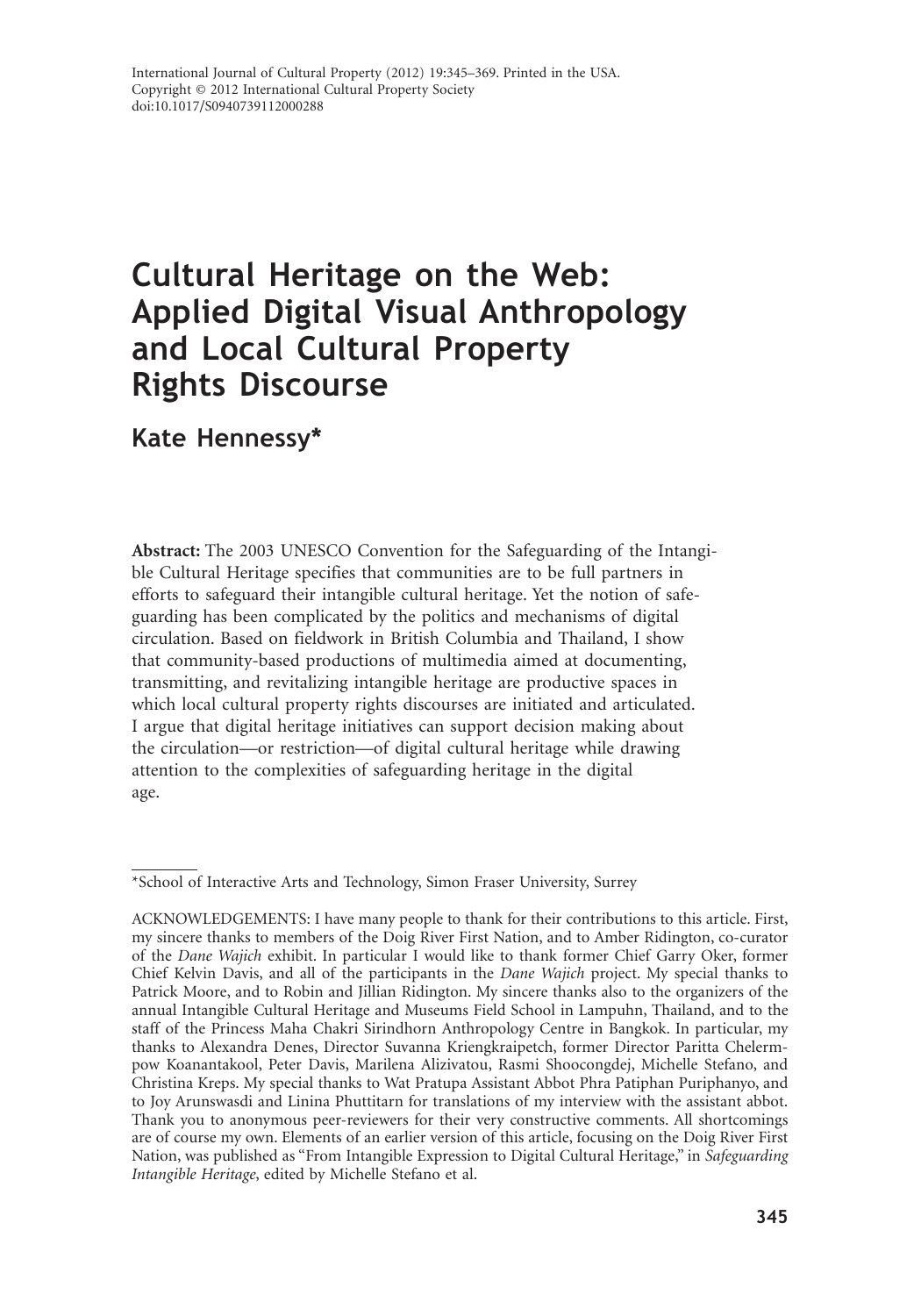International Journal of Cultural Property (2012) 19:345–369. Printed in the USA.
Copyright © 2012 International Cultural Property Society
doi:10.1017/S0940739112000288

# Cultural Heritage on the Web: Applied Digital Visual Anthropology and Local Cultural Property Rights Discourse

## Kate Hennessy*

**Abstract:** The 2003 UNESCO Convention for the Safeguarding of the Intangible Cultural Heritage specifies that communities are to be full partners in efforts to safeguard their intangible cultural heritage. Yet the notion of safeguarding has been complicated by the politics and mechanisms of digital circulation. Based on fieldwork in British Columbia and Thailand, I show that community-based productions of multimedia aimed at documenting, transmitting, and revitalizing intangible heritage are productive spaces in which local cultural property rights discourses are initiated and articulated. I argue that digital heritage initiatives can support decision making about the circulation—or restriction—of digital cultural heritage while drawing attention to the complexities of safeguarding heritage in the digital age.

*School of Interactive Arts and Technology, Simon Fraser University, Surrey

ACKNOWLEDGEMENTS: I have many people to thank for their contributions to this article. First, my sincere thanks to members of the Doig River First Nation, and to Amber Ridington, co-curator of the *Dane Wajich* exhibit. In particular I would like to thank former Chief Garry Oker, former Chief Kelvin Davis, and all of the participants in the *Dane Wajich* project. My special thanks to Patrick Moore, and to Robin and Jillian Ridington. My sincere thanks also to the organizers of the annual Intangible Cultural Heritage and Museums Field School in Lampuhn, Thailand, and to the staff of the Princess Maha Chakri Sirindhorn Anthropology Centre in Bangkok. In particular, my thanks to Alexandra Denes, Director Suvanna Kriengkraipetch, former Director Paritta Chelermpow Koanantakool, Peter Davis, Marilena Alizivatou, Rasmi Shoocongdej, Michelle Stefano, and Christina Kreps. My special thanks to Wat Pratupa Assistant Abbot Phra Patiphan Puriphanyo, and to Joy Arunswasdi and Linina Phuttitarn for translations of my interview with the assistant abbot. Thank you to anonymous peer-reviewers for their very constructive comments. All shortcomings are of course my own. Elements of an earlier version of this article, focusing on the Doig River First Nation, was published as "From Intangible Expression to Digital Cultural Heritage," in *Safeguarding Intangible Heritage*, edited by Michelle Stefano et al.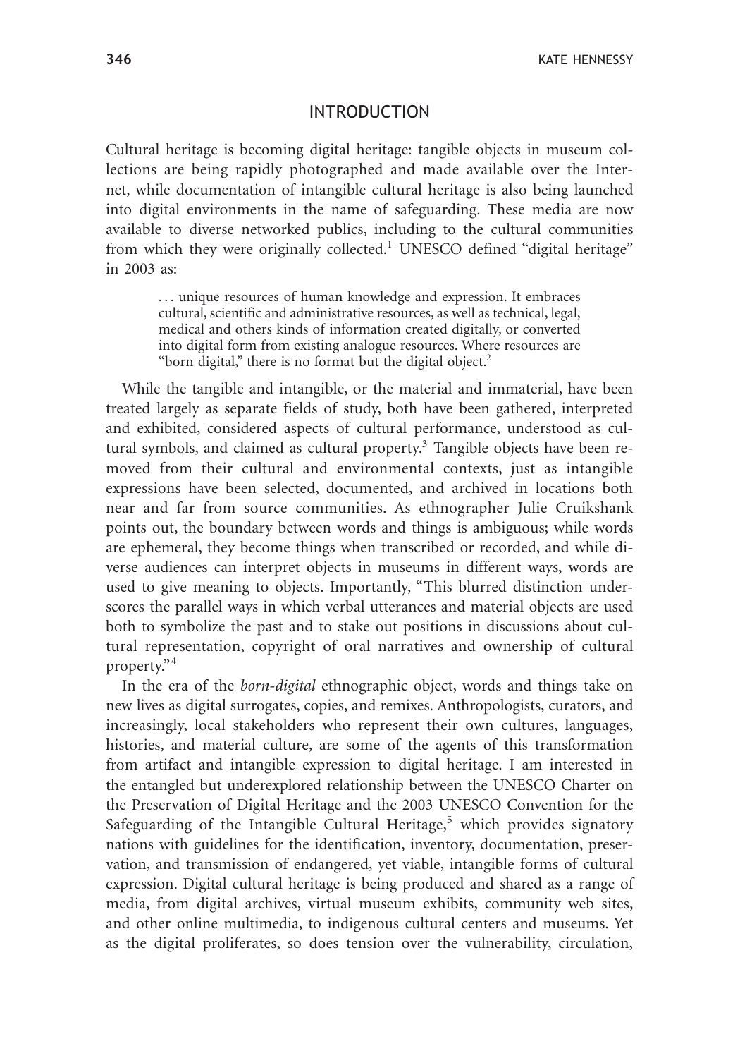## INTRODUCTION

Cultural heritage is becoming digital heritage: tangible objects in museum collections are being rapidly photographed and made available over the Internet, while documentation of intangible cultural heritage is also being launched into digital environments in the name of safeguarding. These media are now available to diverse networked publics, including to the cultural communities from which they were originally collected.[1] UNESCO defined "digital heritage" in 2003 as:

> . . . unique resources of human knowledge and expression. It embraces cultural, scientific and administrative resources, as well as technical, legal, medical and others kinds of information created digitally, or converted into digital form from existing analogue resources. Where resources are "born digital," there is no format but the digital object.[2]

While the tangible and intangible, or the material and immaterial, have been treated largely as separate fields of study, both have been gathered, interpreted and exhibited, considered aspects of cultural performance, understood as cultural symbols, and claimed as cultural property.[3] Tangible objects have been removed from their cultural and environmental contexts, just as intangible expressions have been selected, documented, and archived in locations both near and far from source communities. As ethnographer Julie Cruikshank points out, the boundary between words and things is ambiguous; while words are ephemeral, they become things when transcribed or recorded, and while diverse audiences can interpret objects in museums in different ways, words are used to give meaning to objects. Importantly, "This blurred distinction underscores the parallel ways in which verbal utterances and material objects are used both to symbolize the past and to stake out positions in discussions about cultural representation, copyright of oral narratives and ownership of cultural property."[4]

In the era of the *born-digital* ethnographic object, words and things take on new lives as digital surrogates, copies, and remixes. Anthropologists, curators, and increasingly, local stakeholders who represent their own cultures, languages, histories, and material culture, are some of the agents of this transformation from artifact and intangible expression to digital heritage. I am interested in the entangled but underexplored relationship between the UNESCO Charter on the Preservation of Digital Heritage and the 2003 UNESCO Convention for the Safeguarding of the Intangible Cultural Heritage,[5] which provides signatory nations with guidelines for the identification, inventory, documentation, preservation, and transmission of endangered, yet viable, intangible forms of cultural expression. Digital cultural heritage is being produced and shared as a range of media, from digital archives, virtual museum exhibits, community web sites, and other online multimedia, to indigenous cultural centers and museums. Yet as the digital proliferates, so does tension over the vulnerability, circulation,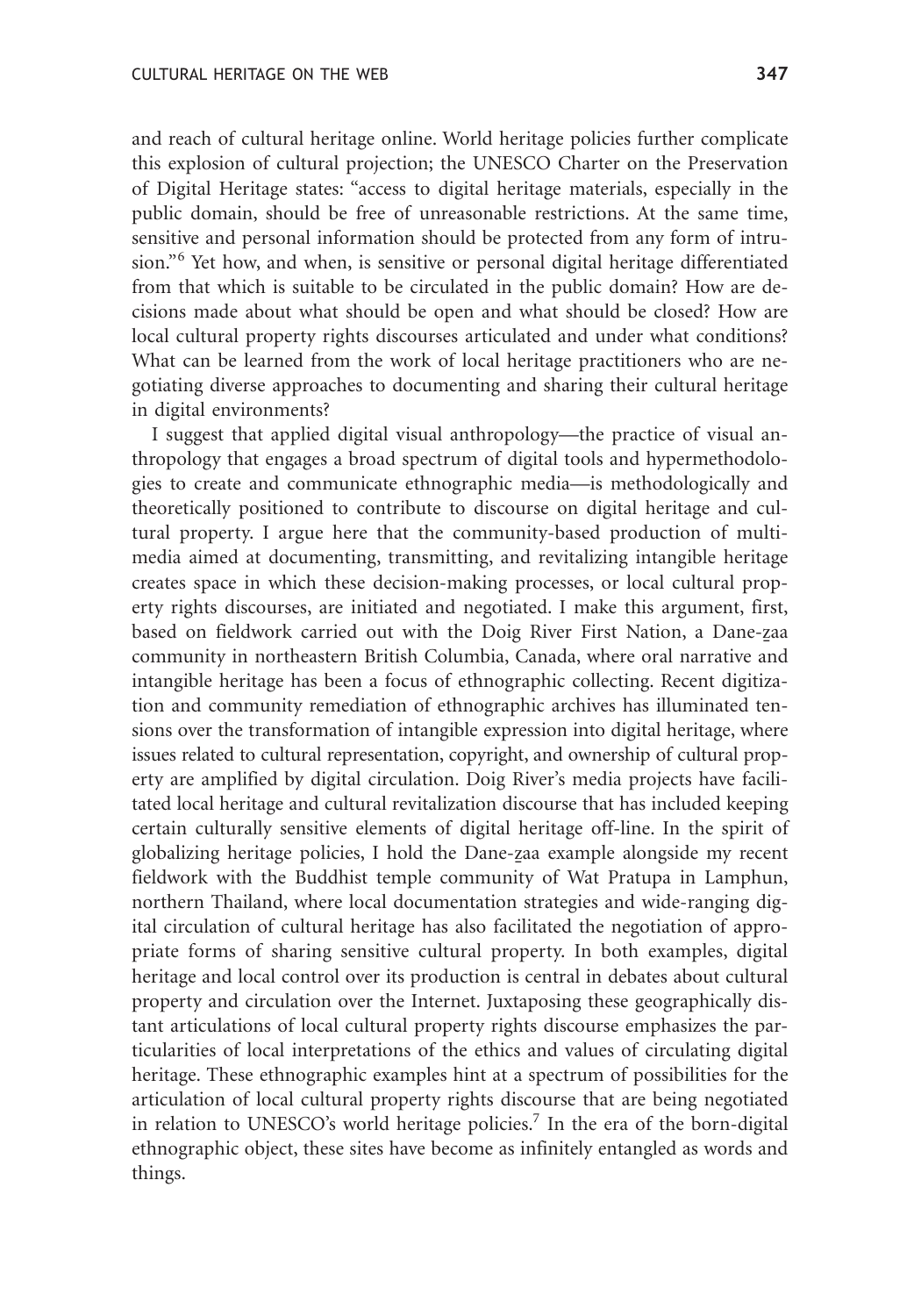and reach of cultural heritage online. World heritage policies further complicate this explosion of cultural projection; the UNESCO Charter on the Preservation of Digital Heritage states: "access to digital heritage materials, especially in the public domain, should be free of unreasonable restrictions. At the same time, sensitive and personal information should be protected from any form of intrusion."[6] Yet how, and when, is sensitive or personal digital heritage differentiated from that which is suitable to be circulated in the public domain? How are decisions made about what should be open and what should be closed? How are local cultural property rights discourses articulated and under what conditions? What can be learned from the work of local heritage practitioners who are negotiating diverse approaches to documenting and sharing their cultural heritage in digital environments?

I suggest that applied digital visual anthropology—the practice of visual anthropology that engages a broad spectrum of digital tools and hypermethodologies to create and communicate ethnographic media—is methodologically and theoretically positioned to contribute to discourse on digital heritage and cultural property. I argue here that the community-based production of multimedia aimed at documenting, transmitting, and revitalizing intangible heritage creates space in which these decision-making processes, or local cultural property rights discourses, are initiated and negotiated. I make this argument, first, based on fieldwork carried out with the Doig River First Nation, a Dane-z̲aa community in northeastern British Columbia, Canada, where oral narrative and intangible heritage has been a focus of ethnographic collecting. Recent digitization and community remediation of ethnographic archives has illuminated tensions over the transformation of intangible expression into digital heritage, where issues related to cultural representation, copyright, and ownership of cultural property are amplified by digital circulation. Doig River's media projects have facilitated local heritage and cultural revitalization discourse that has included keeping certain culturally sensitive elements of digital heritage off-line. In the spirit of globalizing heritage policies, I hold the Dane-z̲aa example alongside my recent fieldwork with the Buddhist temple community of Wat Pratupa in Lamphun, northern Thailand, where local documentation strategies and wide-ranging digital circulation of cultural heritage has also facilitated the negotiation of appropriate forms of sharing sensitive cultural property. In both examples, digital heritage and local control over its production is central in debates about cultural property and circulation over the Internet. Juxtaposing these geographically distant articulations of local cultural property rights discourse emphasizes the particularities of local interpretations of the ethics and values of circulating digital heritage. These ethnographic examples hint at a spectrum of possibilities for the articulation of local cultural property rights discourse that are being negotiated in relation to UNESCO's world heritage policies.[7] In the era of the born-digital ethnographic object, these sites have become as infinitely entangled as words and things.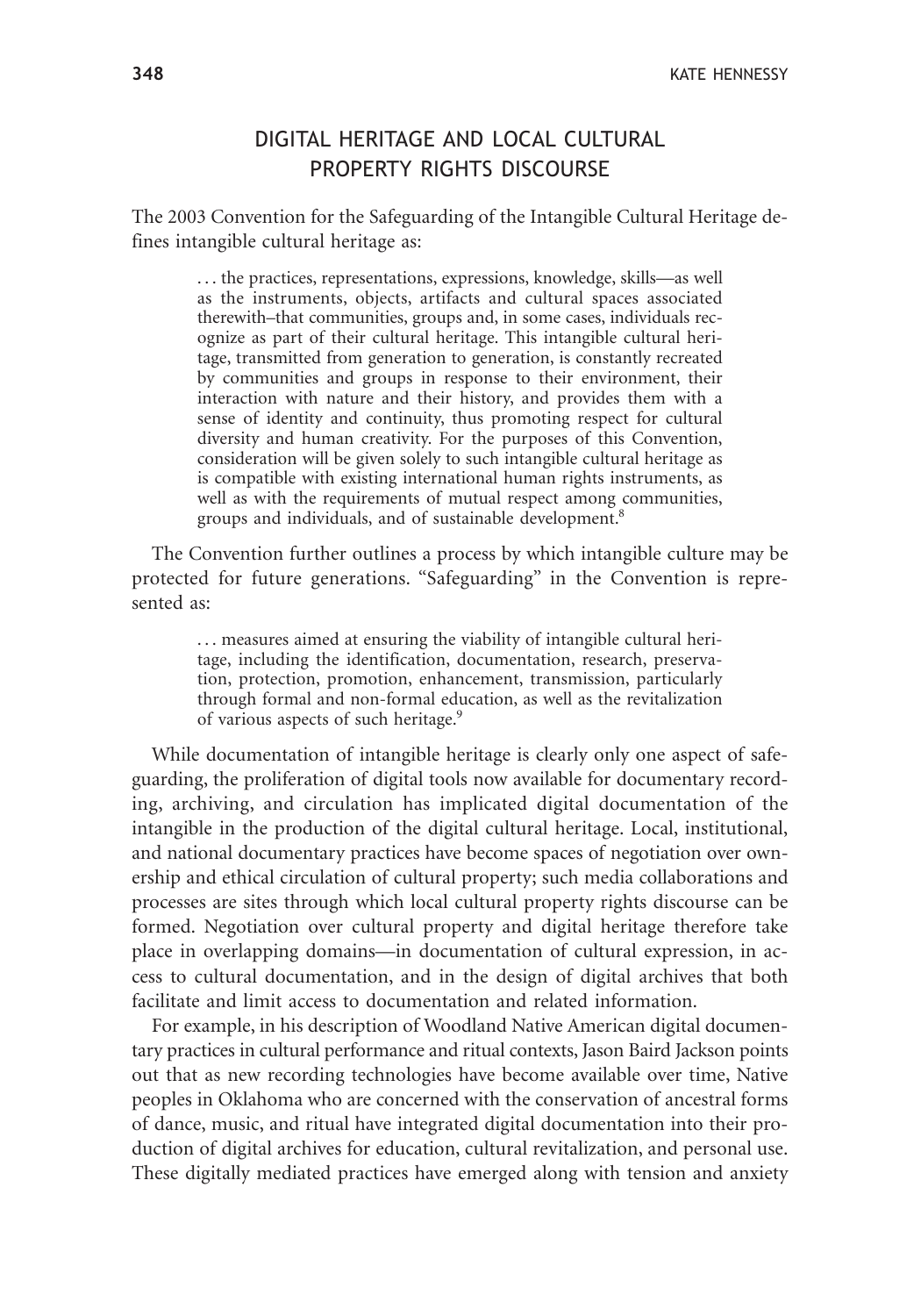## DIGITAL HERITAGE AND LOCAL CULTURAL PROPERTY RIGHTS DISCOURSE

The 2003 Convention for the Safeguarding of the Intangible Cultural Heritage defines intangible cultural heritage as:

> . . . the practices, representations, expressions, knowledge, skills—as well as the instruments, objects, artifacts and cultural spaces associated therewith–that communities, groups and, in some cases, individuals recognize as part of their cultural heritage. This intangible cultural heritage, transmitted from generation to generation, is constantly recreated by communities and groups in response to their environment, their interaction with nature and their history, and provides them with a sense of identity and continuity, thus promoting respect for cultural diversity and human creativity. For the purposes of this Convention, consideration will be given solely to such intangible cultural heritage as is compatible with existing international human rights instruments, as well as with the requirements of mutual respect among communities, groups and individuals, and of sustainable development.[8]

The Convention further outlines a process by which intangible culture may be protected for future generations. "Safeguarding" in the Convention is represented as:

> . . . measures aimed at ensuring the viability of intangible cultural heritage, including the identification, documentation, research, preservation, protection, promotion, enhancement, transmission, particularly through formal and non-formal education, as well as the revitalization of various aspects of such heritage.[9]

While documentation of intangible heritage is clearly only one aspect of safeguarding, the proliferation of digital tools now available for documentary recording, archiving, and circulation has implicated digital documentation of the intangible in the production of the digital cultural heritage. Local, institutional, and national documentary practices have become spaces of negotiation over ownership and ethical circulation of cultural property; such media collaborations and processes are sites through which local cultural property rights discourse can be formed. Negotiation over cultural property and digital heritage therefore take place in overlapping domains—in documentation of cultural expression, in access to cultural documentation, and in the design of digital archives that both facilitate and limit access to documentation and related information.

For example, in his description of Woodland Native American digital documentary practices in cultural performance and ritual contexts, Jason Baird Jackson points out that as new recording technologies have become available over time, Native peoples in Oklahoma who are concerned with the conservation of ancestral forms of dance, music, and ritual have integrated digital documentation into their production of digital archives for education, cultural revitalization, and personal use. These digitally mediated practices have emerged along with tension and anxiety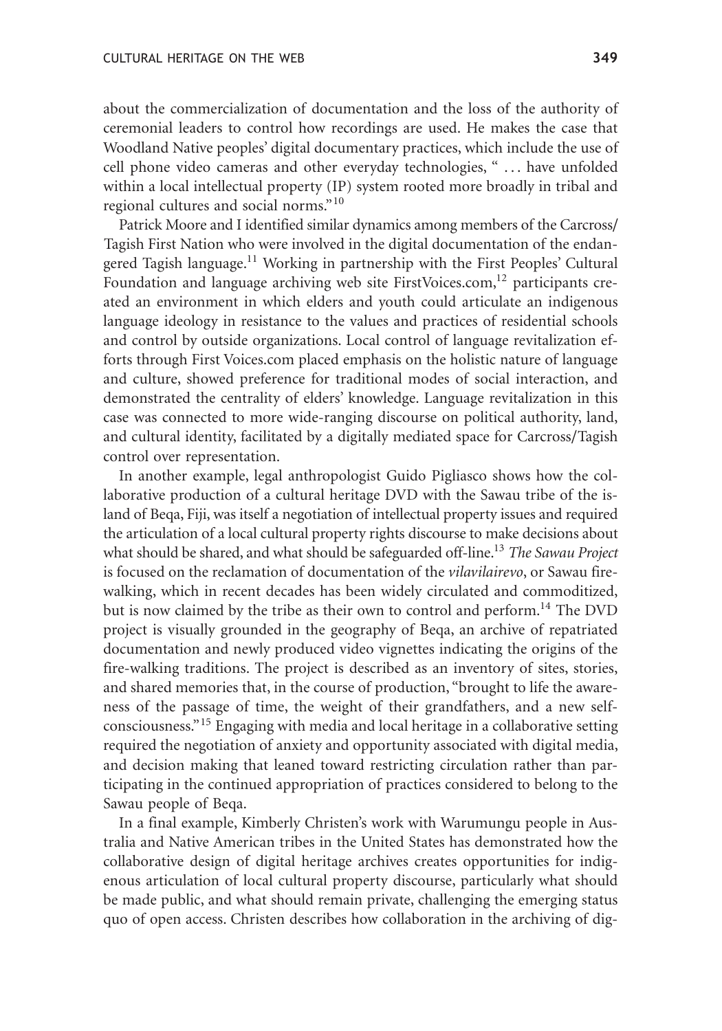about the commercialization of documentation and the loss of the authority of ceremonial leaders to control how recordings are used. He makes the case that Woodland Native peoples' digital documentary practices, which include the use of cell phone video cameras and other everyday technologies, " . . . have unfolded within a local intellectual property (IP) system rooted more broadly in tribal and regional cultures and social norms."[10]

Patrick Moore and I identified similar dynamics among members of the Carcross/Tagish First Nation who were involved in the digital documentation of the endangered Tagish language.[11] Working in partnership with the First Peoples' Cultural Foundation and language archiving web site FirstVoices.com,[12] participants created an environment in which elders and youth could articulate an indigenous language ideology in resistance to the values and practices of residential schools and control by outside organizations. Local control of language revitalization efforts through First Voices.com placed emphasis on the holistic nature of language and culture, showed preference for traditional modes of social interaction, and demonstrated the centrality of elders' knowledge. Language revitalization in this case was connected to more wide-ranging discourse on political authority, land, and cultural identity, facilitated by a digitally mediated space for Carcross/Tagish control over representation.

In another example, legal anthropologist Guido Pigliasco shows how the collaborative production of a cultural heritage DVD with the Sawau tribe of the island of Beqa, Fiji, was itself a negotiation of intellectual property issues and required the articulation of a local cultural property rights discourse to make decisions about what should be shared, and what should be safeguarded off-line.[13] *The Sawau Project* is focused on the reclamation of documentation of the *vilavilairevo*, or Sawau fire-walking, which in recent decades has been widely circulated and commoditized, but is now claimed by the tribe as their own to control and perform.[14] The DVD project is visually grounded in the geography of Beqa, an archive of repatriated documentation and newly produced video vignettes indicating the origins of the fire-walking traditions. The project is described as an inventory of sites, stories, and shared memories that, in the course of production, "brought to life the awareness of the passage of time, the weight of their grandfathers, and a new self-consciousness."[15] Engaging with media and local heritage in a collaborative setting required the negotiation of anxiety and opportunity associated with digital media, and decision making that leaned toward restricting circulation rather than participating in the continued appropriation of practices considered to belong to the Sawau people of Beqa.

In a final example, Kimberly Christen's work with Warumungu people in Australia and Native American tribes in the United States has demonstrated how the collaborative design of digital heritage archives creates opportunities for indigenous articulation of local cultural property discourse, particularly what should be made public, and what should remain private, challenging the emerging status quo of open access. Christen describes how collaboration in the archiving of dig-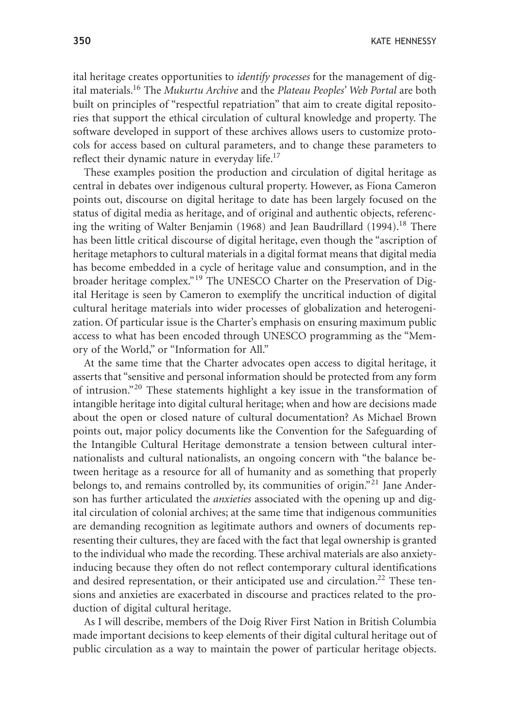ital heritage creates opportunities to *identify processes* for the management of digital materials.[16] The *Mukurtu Archive* and the *Plateau Peoples' Web Portal* are both built on principles of "respectful repatriation" that aim to create digital repositories that support the ethical circulation of cultural knowledge and property. The software developed in support of these archives allows users to customize protocols for access based on cultural parameters, and to change these parameters to reflect their dynamic nature in everyday life.[17]

These examples position the production and circulation of digital heritage as central in debates over indigenous cultural property. However, as Fiona Cameron points out, discourse on digital heritage to date has been largely focused on the status of digital media as heritage, and of original and authentic objects, referencing the writing of Walter Benjamin (1968) and Jean Baudrillard (1994).[18] There has been little critical discourse of digital heritage, even though the "ascription of heritage metaphors to cultural materials in a digital format means that digital media has become embedded in a cycle of heritage value and consumption, and in the broader heritage complex."[19] The UNESCO Charter on the Preservation of Digital Heritage is seen by Cameron to exemplify the uncritical induction of digital cultural heritage materials into wider processes of globalization and heterogenization. Of particular issue is the Charter's emphasis on ensuring maximum public access to what has been encoded through UNESCO programming as the "Memory of the World," or "Information for All."

At the same time that the Charter advocates open access to digital heritage, it asserts that "sensitive and personal information should be protected from any form of intrusion."[20] These statements highlight a key issue in the transformation of intangible heritage into digital cultural heritage; when and how are decisions made about the open or closed nature of cultural documentation? As Michael Brown points out, major policy documents like the Convention for the Safeguarding of the Intangible Cultural Heritage demonstrate a tension between cultural internationalists and cultural nationalists, an ongoing concern with "the balance between heritage as a resource for all of humanity and as something that properly belongs to, and remains controlled by, its communities of origin."[21] Jane Anderson has further articulated the *anxieties* associated with the opening up and digital circulation of colonial archives; at the same time that indigenous communities are demanding recognition as legitimate authors and owners of documents representing their cultures, they are faced with the fact that legal ownership is granted to the individual who made the recording. These archival materials are also anxiety-inducing because they often do not reflect contemporary cultural identifications and desired representation, or their anticipated use and circulation.[22] These tensions and anxieties are exacerbated in discourse and practices related to the production of digital cultural heritage.

As I will describe, members of the Doig River First Nation in British Columbia made important decisions to keep elements of their digital cultural heritage out of public circulation as a way to maintain the power of particular heritage objects.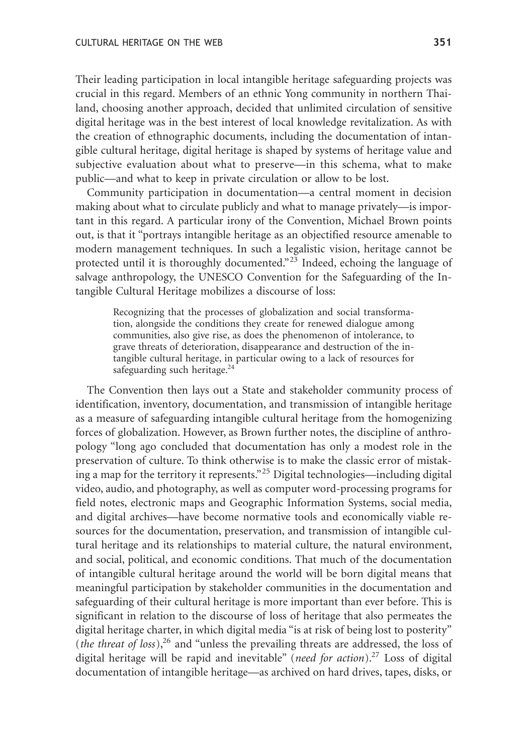Their leading participation in local intangible heritage safeguarding projects was crucial in this regard. Members of an ethnic Yong community in northern Thailand, choosing another approach, decided that unlimited circulation of sensitive digital heritage was in the best interest of local knowledge revitalization. As with the creation of ethnographic documents, including the documentation of intangible cultural heritage, digital heritage is shaped by systems of heritage value and subjective evaluation about what to preserve—in this schema, what to make public—and what to keep in private circulation or allow to be lost.

Community participation in documentation—a central moment in decision making about what to circulate publicly and what to manage privately—is important in this regard. A particular irony of the Convention, Michael Brown points out, is that it "portrays intangible heritage as an objectified resource amenable to modern management techniques. In such a legalistic vision, heritage cannot be protected until it is thoroughly documented."[23] Indeed, echoing the language of salvage anthropology, the UNESCO Convention for the Safeguarding of the Intangible Cultural Heritage mobilizes a discourse of loss:

> Recognizing that the processes of globalization and social transformation, alongside the conditions they create for renewed dialogue among communities, also give rise, as does the phenomenon of intolerance, to grave threats of deterioration, disappearance and destruction of the intangible cultural heritage, in particular owing to a lack of resources for safeguarding such heritage.[24]

The Convention then lays out a State and stakeholder community process of identification, inventory, documentation, and transmission of intangible heritage as a measure of safeguarding intangible cultural heritage from the homogenizing forces of globalization. However, as Brown further notes, the discipline of anthropology "long ago concluded that documentation has only a modest role in the preservation of culture. To think otherwise is to make the classic error of mistaking a map for the territory it represents."[25] Digital technologies—including digital video, audio, and photography, as well as computer word-processing programs for field notes, electronic maps and Geographic Information Systems, social media, and digital archives—have become normative tools and economically viable resources for the documentation, preservation, and transmission of intangible cultural heritage and its relationships to material culture, the natural environment, and social, political, and economic conditions. That much of the documentation of intangible cultural heritage around the world will be born digital means that meaningful participation by stakeholder communities in the documentation and safeguarding of their cultural heritage is more important than ever before. This is significant in relation to the discourse of loss of heritage that also permeates the digital heritage charter, in which digital media "is at risk of being lost to posterity" (*the threat of loss*),[26] and "unless the prevailing threats are addressed, the loss of digital heritage will be rapid and inevitable" (*need for action*).[27] Loss of digital documentation of intangible heritage—as archived on hard drives, tapes, disks, or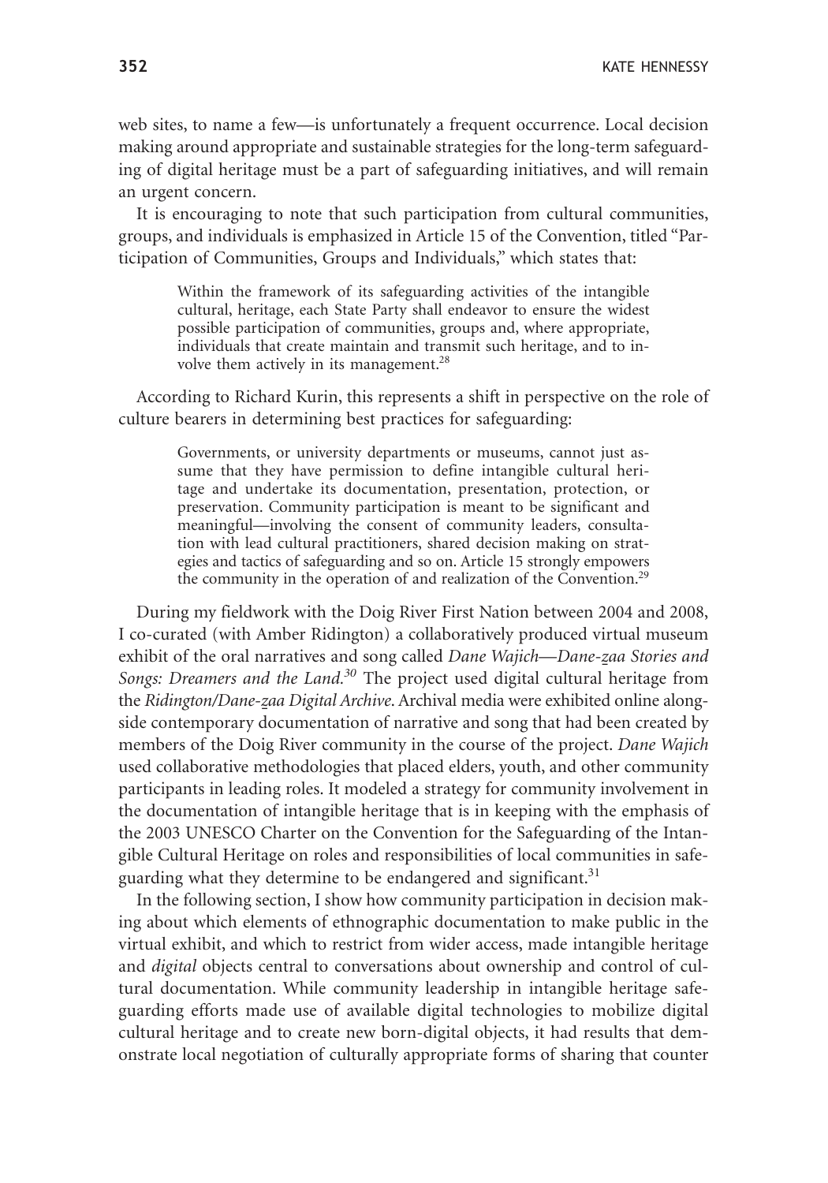web sites, to name a few—is unfortunately a frequent occurrence. Local decision making around appropriate and sustainable strategies for the long-term safeguarding of digital heritage must be a part of safeguarding initiatives, and will remain an urgent concern.

It is encouraging to note that such participation from cultural communities, groups, and individuals is emphasized in Article 15 of the Convention, titled "Participation of Communities, Groups and Individuals," which states that:

> Within the framework of its safeguarding activities of the intangible cultural, heritage, each State Party shall endeavor to ensure the widest possible participation of communities, groups and, where appropriate, individuals that create maintain and transmit such heritage, and to involve them actively in its management.[28]

According to Richard Kurin, this represents a shift in perspective on the role of culture bearers in determining best practices for safeguarding:

> Governments, or university departments or museums, cannot just assume that they have permission to define intangible cultural heritage and undertake its documentation, presentation, protection, or preservation. Community participation is meant to be significant and meaningful—involving the consent of community leaders, consultation with lead cultural practitioners, shared decision making on strategies and tactics of safeguarding and so on. Article 15 strongly empowers the community in the operation of and realization of the Convention.[29]

During my fieldwork with the Doig River First Nation between 2004 and 2008, I co-curated (with Amber Ridington) a collaboratively produced virtual museum exhibit of the oral narratives and song called *Dane Wajich—Dane-z̲aa Stories and Songs: Dreamers and the Land.*[30] The project used digital cultural heritage from the *Ridington/Dane-z̲aa Digital Archive*. Archival media were exhibited online alongside contemporary documentation of narrative and song that had been created by members of the Doig River community in the course of the project. *Dane Wajich* used collaborative methodologies that placed elders, youth, and other community participants in leading roles. It modeled a strategy for community involvement in the documentation of intangible heritage that is in keeping with the emphasis of the 2003 UNESCO Charter on the Convention for the Safeguarding of the Intangible Cultural Heritage on roles and responsibilities of local communities in safeguarding what they determine to be endangered and significant.[31]

In the following section, I show how community participation in decision making about which elements of ethnographic documentation to make public in the virtual exhibit, and which to restrict from wider access, made intangible heritage and *digital* objects central to conversations about ownership and control of cultural documentation. While community leadership in intangible heritage safeguarding efforts made use of available digital technologies to mobilize digital cultural heritage and to create new born-digital objects, it had results that demonstrate local negotiation of culturally appropriate forms of sharing that counter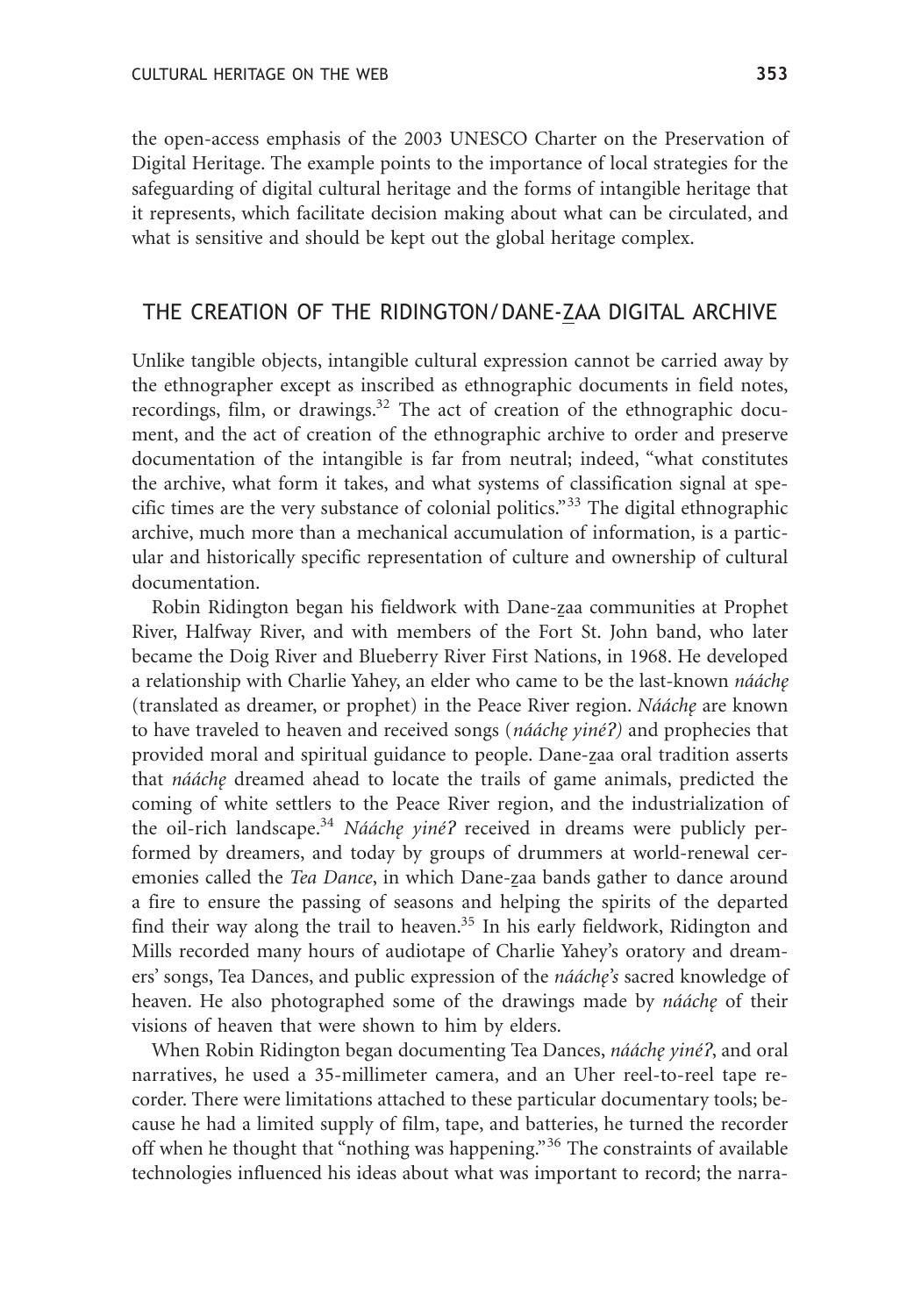the open-access emphasis of the 2003 UNESCO Charter on the Preservation of Digital Heritage. The example points to the importance of local strategies for the safeguarding of digital cultural heritage and the forms of intangible heritage that it represents, which facilitate decision making about what can be circulated, and what is sensitive and should be kept out the global heritage complex.

## THE CREATION OF THE RIDINGTON/DANE-Z̲AA DIGITAL ARCHIVE

Unlike tangible objects, intangible cultural expression cannot be carried away by the ethnographer except as inscribed as ethnographic documents in field notes, recordings, film, or drawings.[32] The act of creation of the ethnographic document, and the act of creation of the ethnographic archive to order and preserve documentation of the intangible is far from neutral; indeed, "what constitutes the archive, what form it takes, and what systems of classification signal at specific times are the very substance of colonial politics."[33] The digital ethnographic archive, much more than a mechanical accumulation of information, is a particular and historically specific representation of culture and ownership of cultural documentation.

Robin Ridington began his fieldwork with Dane-z̲aa communities at Prophet River, Halfway River, and with members of the Fort St. John band, who later became the Doig River and Blueberry River First Nations, in 1968. He developed a relationship with Charlie Yahey, an elder who came to be the last-known *nááchę* (translated as dreamer, or prophet) in the Peace River region. *Nááchę* are known to have traveled to heaven and received songs (*nááchę yinéʔ)* and prophecies that provided moral and spiritual guidance to people. Dane-z̲aa oral tradition asserts that *nááchę* dreamed ahead to locate the trails of game animals, predicted the coming of white settlers to the Peace River region, and the industrialization of the oil-rich landscape.[34] *Nááchę yinéʔ* received in dreams were publicly performed by dreamers, and today by groups of drummers at world-renewal ceremonies called the *Tea Dance*, in which Dane-z̲aa bands gather to dance around a fire to ensure the passing of seasons and helping the spirits of the departed find their way along the trail to heaven.[35] In his early fieldwork, Ridington and Mills recorded many hours of audiotape of Charlie Yahey's oratory and dreamers' songs, Tea Dances, and public expression of the *nááchę's* sacred knowledge of heaven. He also photographed some of the drawings made by *nááchę* of their visions of heaven that were shown to him by elders.

When Robin Ridington began documenting Tea Dances, *nááchę yinéʔ*, and oral narratives, he used a 35-millimeter camera, and an Uher reel-to-reel tape recorder. There were limitations attached to these particular documentary tools; because he had a limited supply of film, tape, and batteries, he turned the recorder off when he thought that "nothing was happening."[36] The constraints of available technologies influenced his ideas about what was important to record; the narra-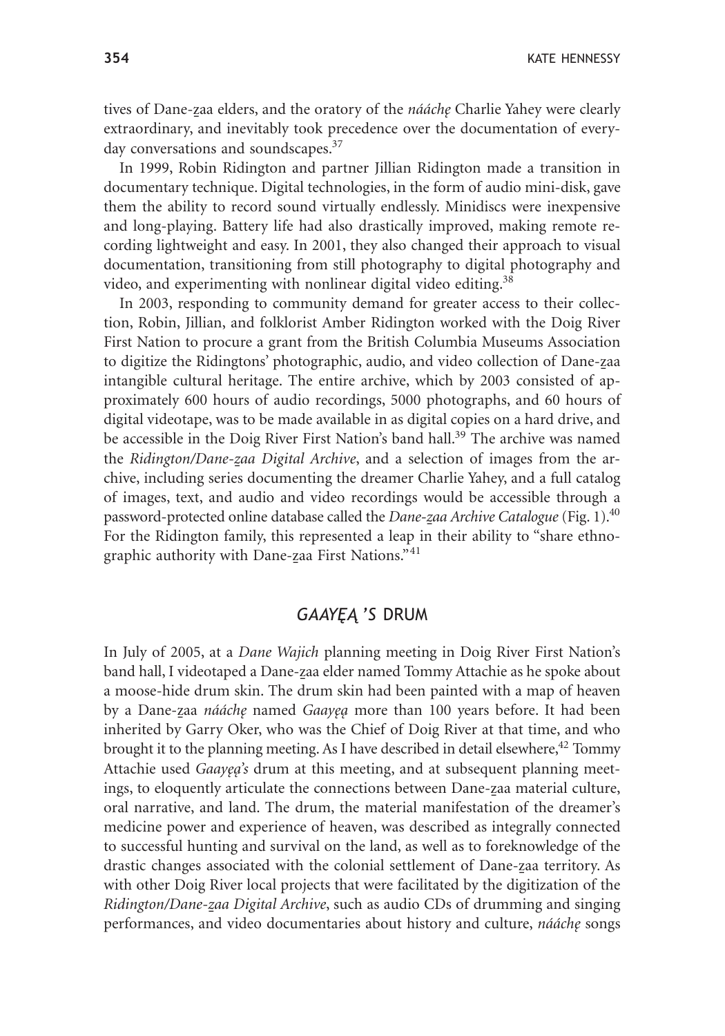tives of Dane-z̲aa elders, and the oratory of the *nááchę* Charlie Yahey were clearly extraordinary, and inevitably took precedence over the documentation of everyday conversations and soundscapes.[37]

In 1999, Robin Ridington and partner Jillian Ridington made a transition in documentary technique. Digital technologies, in the form of audio mini-disk, gave them the ability to record sound virtually endlessly. Minidiscs were inexpensive and long-playing. Battery life had also drastically improved, making remote recording lightweight and easy. In 2001, they also changed their approach to visual documentation, transitioning from still photography to digital photography and video, and experimenting with nonlinear digital video editing.[38]

In 2003, responding to community demand for greater access to their collection, Robin, Jillian, and folklorist Amber Ridington worked with the Doig River First Nation to procure a grant from the British Columbia Museums Association to digitize the Ridingtons' photographic, audio, and video collection of Dane-z̲aa intangible cultural heritage. The entire archive, which by 2003 consisted of approximately 600 hours of audio recordings, 5000 photographs, and 60 hours of digital videotape, was to be made available in as digital copies on a hard drive, and be accessible in the Doig River First Nation's band hall.[39] The archive was named the *Ridington/Dane-z̲aa Digital Archive*, and a selection of images from the archive, including series documenting the dreamer Charlie Yahey, and a full catalog of images, text, and audio and video recordings would be accessible through a password-protected online database called the *Dane-z̲aa Archive Catalogue* (Fig. 1).[40] For the Ridington family, this represented a leap in their ability to "share ethnographic authority with Dane-z̲aa First Nations."[41]

## *GAAYĘĄ*'S DRUM

In July of 2005, at a *Dane Wajich* planning meeting in Doig River First Nation's band hall, I videotaped a Dane-z̲aa elder named Tommy Attachie as he spoke about a moose-hide drum skin. The drum skin had been painted with a map of heaven by a Dane-z̲aa *nááchę* named *Gaayęą* more than 100 years before. It had been inherited by Garry Oker, who was the Chief of Doig River at that time, and who brought it to the planning meeting. As I have described in detail elsewhere,[42] Tommy Attachie used *Gaayęą's* drum at this meeting, and at subsequent planning meetings, to eloquently articulate the connections between Dane-z̲aa material culture, oral narrative, and land. The drum, the material manifestation of the dreamer's medicine power and experience of heaven, was described as integrally connected to successful hunting and survival on the land, as well as to foreknowledge of the drastic changes associated with the colonial settlement of Dane-z̲aa territory. As with other Doig River local projects that were facilitated by the digitization of the *Ridington/Dane-z̲aa Digital Archive*, such as audio CDs of drumming and singing performances, and video documentaries about history and culture, *nááchę* songs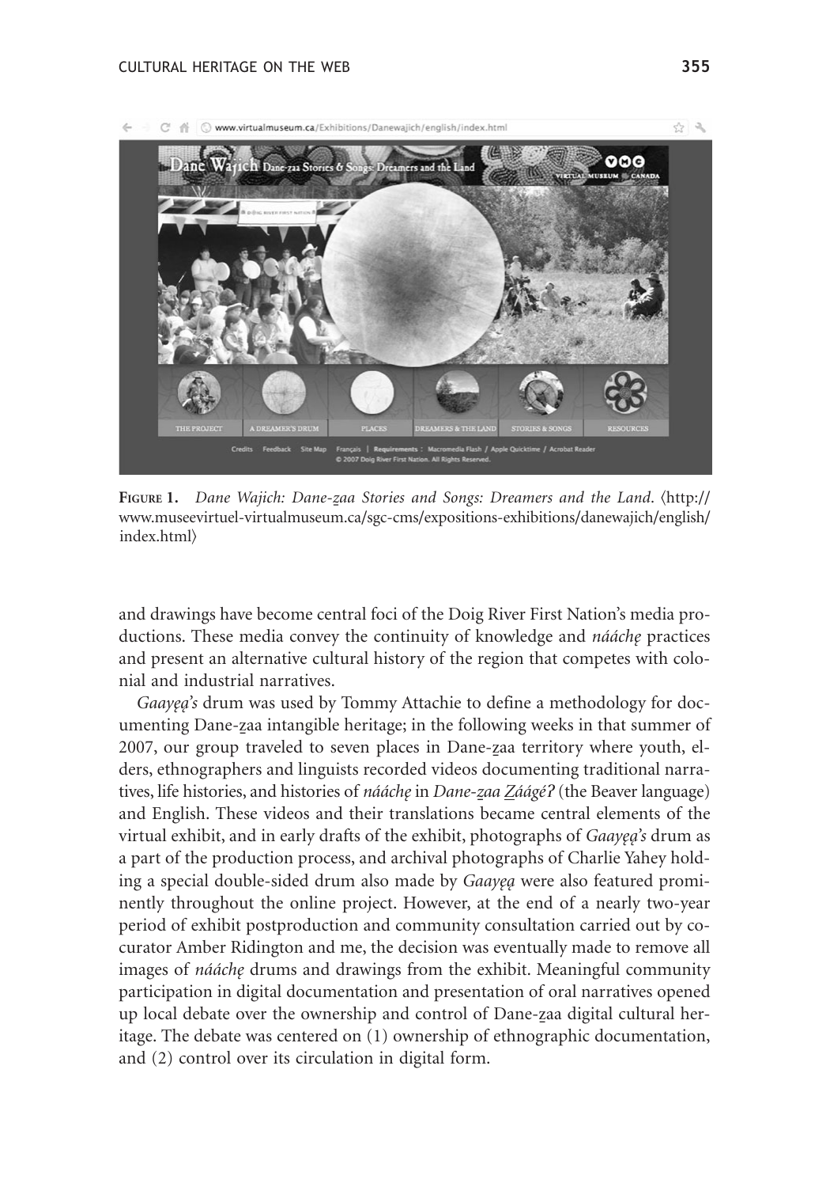**FIGURE 1.** *Dane Wajich: Dane-z̲aa Stories and Songs: Dreamers and the Land*. ⟨http://www.museevirtuel-virtualmuseum.ca/sgc-cms/expositions-exhibitions/danewajich/english/index.html⟩

and drawings have become central foci of the Doig River First Nation's media productions. These media convey the continuity of knowledge and *náácheę̨* practices and present an alternative cultural history of the region that competes with colonial and industrial narratives.

*Gaayęą̨'s* drum was used by Tommy Attachie to define a methodology for documenting Dane-z̲aa intangible heritage; in the following weeks in that summer of 2007, our group traveled to seven places in Dane-z̲aa territory where youth, elders, ethnographers and linguists recorded videos documenting traditional narratives, life histories, and histories of *náácheę̨* in *Dane-z̲aa Z̲áágéʔ* (the Beaver language) and English. These videos and their translations became central elements of the virtual exhibit, and in early drafts of the exhibit, photographs of *Gaayęą̨'s* drum as a part of the production process, and archival photographs of Charlie Yahey holding a special double-sided drum also made by *Gaayęą̨* were also featured prominently throughout the online project. However, at the end of a nearly two-year period of exhibit postproduction and community consultation carried out by co-curator Amber Ridington and me, the decision was eventually made to remove all images of *náácheę̨* drums and drawings from the exhibit. Meaningful community participation in digital documentation and presentation of oral narratives opened up local debate over the ownership and control of Dane-z̲aa digital cultural heritage. The debate was centered on (1) ownership of ethnographic documentation, and (2) control over its circulation in digital form.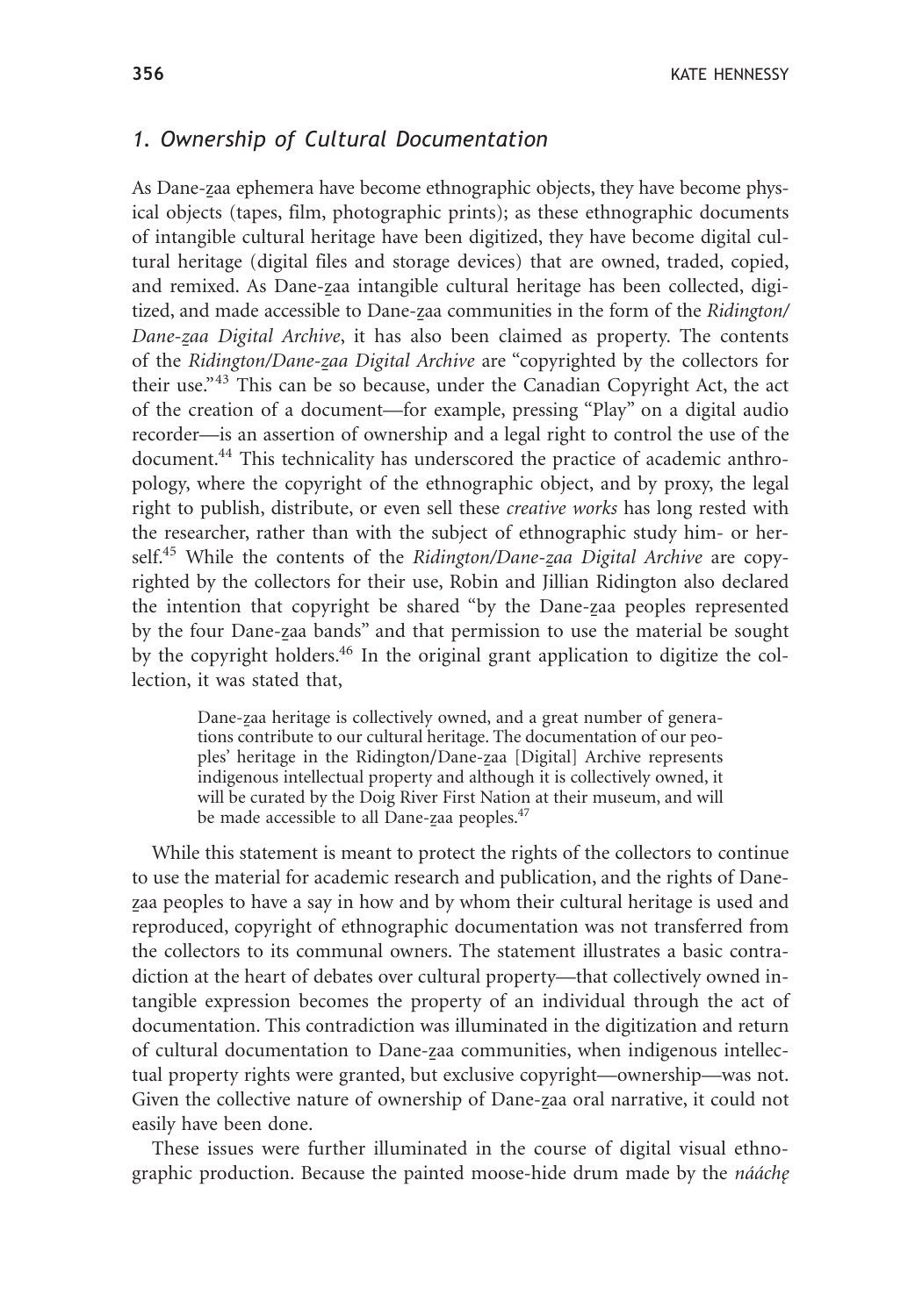## *1. Ownership of Cultural Documentation*

As Dane-z̲aa ephemera have become ethnographic objects, they have become physical objects (tapes, film, photographic prints); as these ethnographic documents of intangible cultural heritage have been digitized, they have become digital cultural heritage (digital files and storage devices) that are owned, traded, copied, and remixed. As Dane-z̲aa intangible cultural heritage has been collected, digitized, and made accessible to Dane-z̲aa communities in the form of the *Ridington/Dane-z̲aa Digital Archive*, it has also been claimed as property. The contents of the *Ridington/Dane-z̲aa Digital Archive* are "copyrighted by the collectors for their use."[43] This can be so because, under the Canadian Copyright Act, the act of the creation of a document—for example, pressing "Play" on a digital audio recorder—is an assertion of ownership and a legal right to control the use of the document.[44] This technicality has underscored the practice of academic anthropology, where the copyright of the ethnographic object, and by proxy, the legal right to publish, distribute, or even sell these *creative works* has long rested with the researcher, rather than with the subject of ethnographic study him- or herself.[45] While the contents of the *Ridington/Dane-z̲aa Digital Archive* are copyrighted by the collectors for their use, Robin and Jillian Ridington also declared the intention that copyright be shared "by the Dane-z̲aa peoples represented by the four Dane-z̲aa bands" and that permission to use the material be sought by the copyright holders.[46] In the original grant application to digitize the collection, it was stated that,

> Dane-z̲aa heritage is collectively owned, and a great number of generations contribute to our cultural heritage. The documentation of our peoples' heritage in the Ridington/Dane-z̲aa [Digital] Archive represents indigenous intellectual property and although it is collectively owned, it will be curated by the Doig River First Nation at their museum, and will be made accessible to all Dane-z̲aa peoples.[47]

While this statement is meant to protect the rights of the collectors to continue to use the material for academic research and publication, and the rights of Dane-z̲aa peoples to have a say in how and by whom their cultural heritage is used and reproduced, copyright of ethnographic documentation was not transferred from the collectors to its communal owners. The statement illustrates a basic contradiction at the heart of debates over cultural property—that collectively owned intangible expression becomes the property of an individual through the act of documentation. This contradiction was illuminated in the digitization and return of cultural documentation to Dane-z̲aa communities, when indigenous intellectual property rights were granted, but exclusive copyright—ownership—was not. Given the collective nature of ownership of Dane-z̲aa oral narrative, it could not easily have been done.

These issues were further illuminated in the course of digital visual ethnographic production. Because the painted moose-hide drum made by the *nááchę*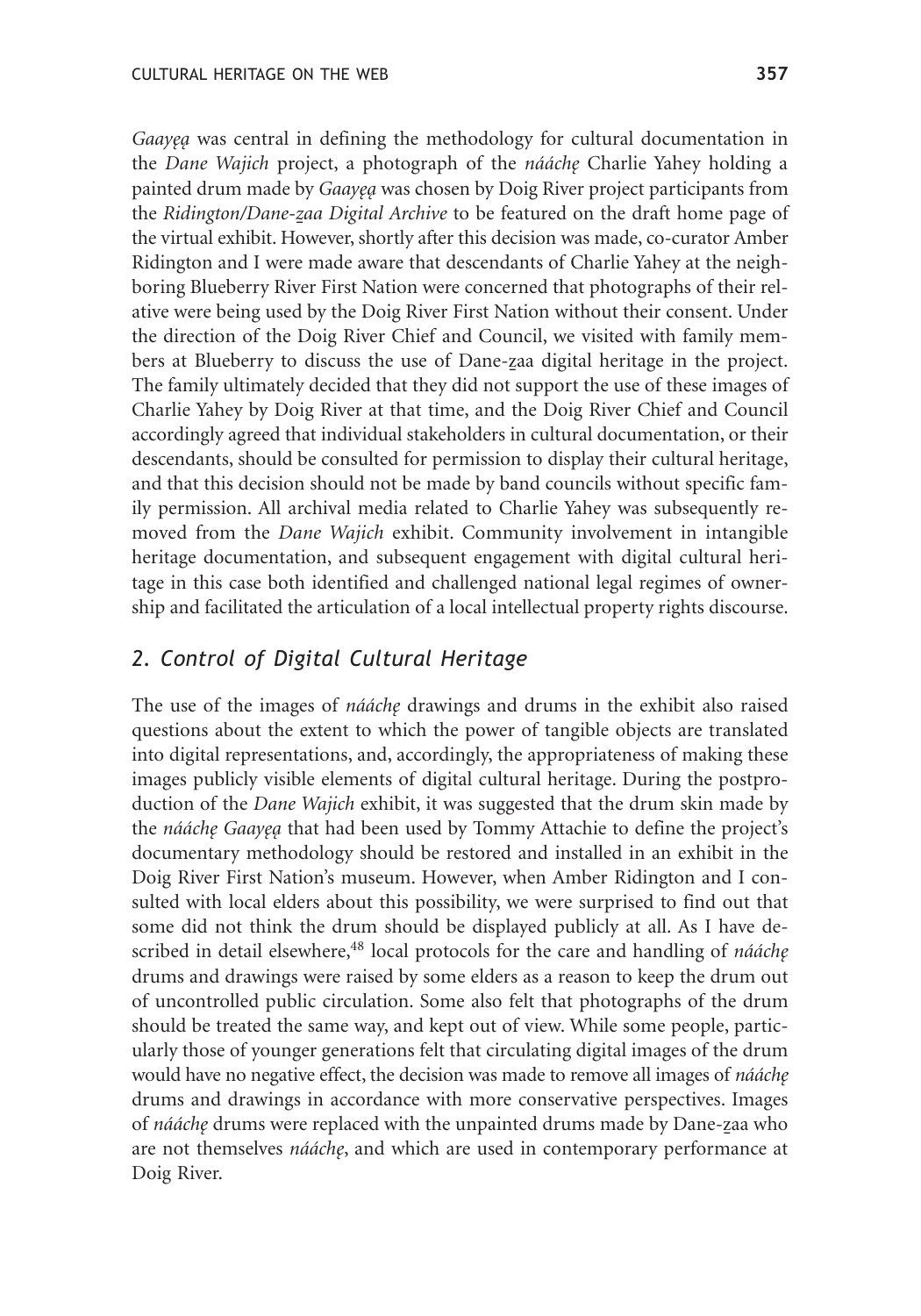*Gaayęą* was central in defining the methodology for cultural documentation in the *Dane Wajich* project, a photograph of the *nááchę* Charlie Yahey holding a painted drum made by *Gaayęą* was chosen by Doig River project participants from the *Ridington/Dane-z̲aa Digital Archive* to be featured on the draft home page of the virtual exhibit. However, shortly after this decision was made, co-curator Amber Ridington and I were made aware that descendants of Charlie Yahey at the neighboring Blueberry River First Nation were concerned that photographs of their relative were being used by the Doig River First Nation without their consent. Under the direction of the Doig River Chief and Council, we visited with family members at Blueberry to discuss the use of Dane-z̲aa digital heritage in the project. The family ultimately decided that they did not support the use of these images of Charlie Yahey by Doig River at that time, and the Doig River Chief and Council accordingly agreed that individual stakeholders in cultural documentation, or their descendants, should be consulted for permission to display their cultural heritage, and that this decision should not be made by band councils without specific family permission. All archival media related to Charlie Yahey was subsequently removed from the *Dane Wajich* exhibit. Community involvement in intangible heritage documentation, and subsequent engagement with digital cultural heritage in this case both identified and challenged national legal regimes of ownership and facilitated the articulation of a local intellectual property rights discourse.

## *2. Control of Digital Cultural Heritage*

The use of the images of *nááchę* drawings and drums in the exhibit also raised questions about the extent to which the power of tangible objects are translated into digital representations, and, accordingly, the appropriateness of making these images publicly visible elements of digital cultural heritage. During the postproduction of the *Dane Wajich* exhibit, it was suggested that the drum skin made by the *nááchę Gaayęą* that had been used by Tommy Attachie to define the project's documentary methodology should be restored and installed in an exhibit in the Doig River First Nation's museum. However, when Amber Ridington and I consulted with local elders about this possibility, we were surprised to find out that some did not think the drum should be displayed publicly at all. As I have described in detail elsewhere,[48] local protocols for the care and handling of *nááchę* drums and drawings were raised by some elders as a reason to keep the drum out of uncontrolled public circulation. Some also felt that photographs of the drum should be treated the same way, and kept out of view. While some people, particularly those of younger generations felt that circulating digital images of the drum would have no negative effect, the decision was made to remove all images of *nááchę* drums and drawings in accordance with more conservative perspectives. Images of *nááchę* drums were replaced with the unpainted drums made by Dane-z̲aa who are not themselves *nááchę*, and which are used in contemporary performance at Doig River.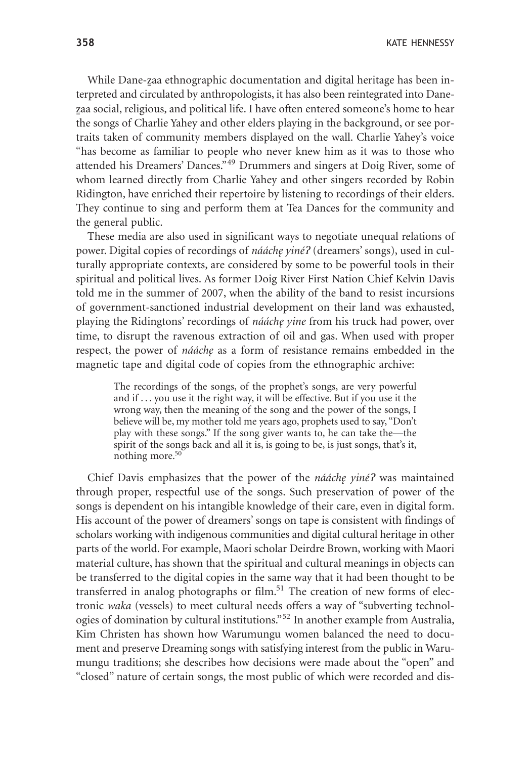While Dane-z̲aa ethnographic documentation and digital heritage has been interpreted and circulated by anthropologists, it has also been reintegrated into Dane-z̲aa social, religious, and political life. I have often entered someone's home to hear the songs of Charlie Yahey and other elders playing in the background, or see portraits taken of community members displayed on the wall. Charlie Yahey's voice "has become as familiar to people who never knew him as it was to those who attended his Dreamers' Dances."[49] Drummers and singers at Doig River, some of whom learned directly from Charlie Yahey and other singers recorded by Robin Ridington, have enriched their repertoire by listening to recordings of their elders. They continue to sing and perform them at Tea Dances for the community and the general public.

These media are also used in significant ways to negotiate unequal relations of power. Digital copies of recordings of *nááchę yinéʔ* (dreamers' songs), used in culturally appropriate contexts, are considered by some to be powerful tools in their spiritual and political lives. As former Doig River First Nation Chief Kelvin Davis told me in the summer of 2007, when the ability of the band to resist incursions of government-sanctioned industrial development on their land was exhausted, playing the Ridingtons' recordings of *nááchę yine* from his truck had power, over time, to disrupt the ravenous extraction of oil and gas. When used with proper respect, the power of *nááchę* as a form of resistance remains embedded in the magnetic tape and digital code of copies from the ethnographic archive:

> The recordings of the songs, of the prophet's songs, are very powerful and if . . . you use it the right way, it will be effective. But if you use it the wrong way, then the meaning of the song and the power of the songs, I believe will be, my mother told me years ago, prophets used to say, "Don't play with these songs." If the song giver wants to, he can take the—the spirit of the songs back and all it is, is going to be, is just songs, that's it, nothing more.[50]

Chief Davis emphasizes that the power of the *nááchę yinéʔ* was maintained through proper, respectful use of the songs. Such preservation of power of the songs is dependent on his intangible knowledge of their care, even in digital form. His account of the power of dreamers' songs on tape is consistent with findings of scholars working with indigenous communities and digital cultural heritage in other parts of the world. For example, Maori scholar Deirdre Brown, working with Maori material culture, has shown that the spiritual and cultural meanings in objects can be transferred to the digital copies in the same way that it had been thought to be transferred in analog photographs or film.[51] The creation of new forms of electronic *waka* (vessels) to meet cultural needs offers a way of "subverting technologies of domination by cultural institutions."[52] In another example from Australia, Kim Christen has shown how Warumungu women balanced the need to document and preserve Dreaming songs with satisfying interest from the public in Warumungu traditions; she describes how decisions were made about the "open" and "closed" nature of certain songs, the most public of which were recorded and dis-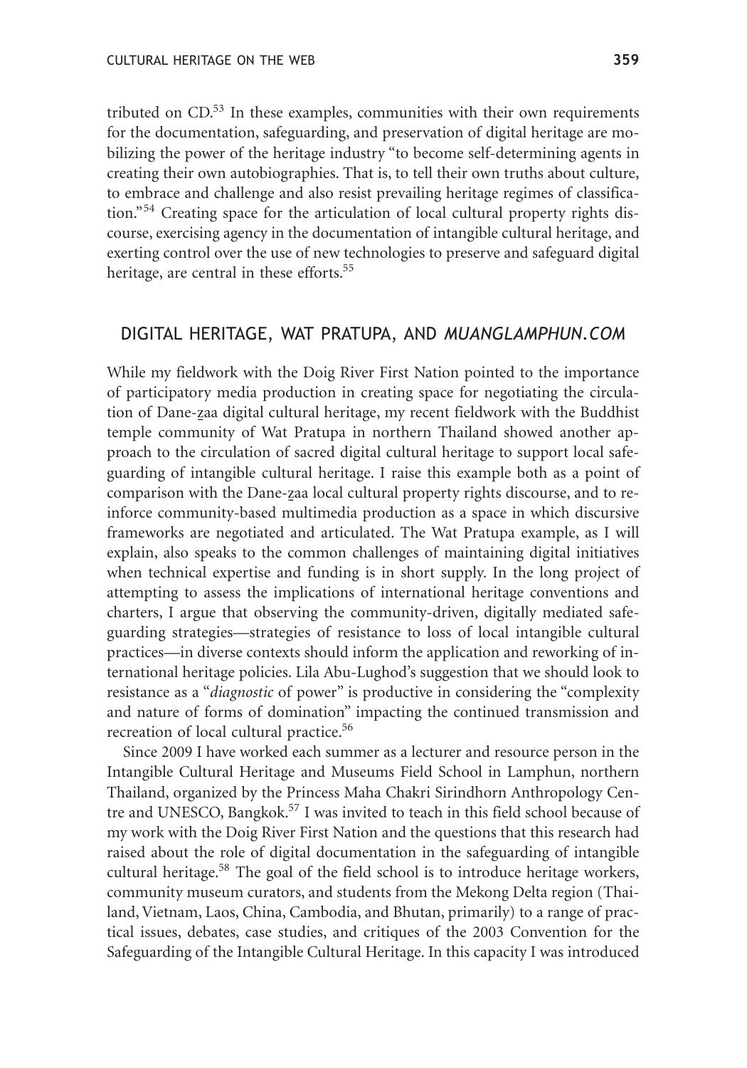tributed on CD.[53] In these examples, communities with their own requirements for the documentation, safeguarding, and preservation of digital heritage are mobilizing the power of the heritage industry "to become self-determining agents in creating their own autobiographies. That is, to tell their own truths about culture, to embrace and challenge and also resist prevailing heritage regimes of classification."[54] Creating space for the articulation of local cultural property rights discourse, exercising agency in the documentation of intangible cultural heritage, and exerting control over the use of new technologies to preserve and safeguard digital heritage, are central in these efforts.[55]

## DIGITAL HERITAGE, WAT PRATUPA, AND *MUANGLAMPHUN.COM*

While my fieldwork with the Doig River First Nation pointed to the importance of participatory media production in creating space for negotiating the circulation of Dane-z̲aa digital cultural heritage, my recent fieldwork with the Buddhist temple community of Wat Pratupa in northern Thailand showed another approach to the circulation of sacred digital cultural heritage to support local safeguarding of intangible cultural heritage. I raise this example both as a point of comparison with the Dane-z̲aa local cultural property rights discourse, and to reinforce community-based multimedia production as a space in which discursive frameworks are negotiated and articulated. The Wat Pratupa example, as I will explain, also speaks to the common challenges of maintaining digital initiatives when technical expertise and funding is in short supply. In the long project of attempting to assess the implications of international heritage conventions and charters, I argue that observing the community-driven, digitally mediated safeguarding strategies—strategies of resistance to loss of local intangible cultural practices—in diverse contexts should inform the application and reworking of international heritage policies. Lila Abu-Lughod's suggestion that we should look to resistance as a "*diagnostic* of power" is productive in considering the "complexity and nature of forms of domination" impacting the continued transmission and recreation of local cultural practice.[56]

Since 2009 I have worked each summer as a lecturer and resource person in the Intangible Cultural Heritage and Museums Field School in Lamphun, northern Thailand, organized by the Princess Maha Chakri Sirindhorn Anthropology Centre and UNESCO, Bangkok.[57] I was invited to teach in this field school because of my work with the Doig River First Nation and the questions that this research had raised about the role of digital documentation in the safeguarding of intangible cultural heritage.[58] The goal of the field school is to introduce heritage workers, community museum curators, and students from the Mekong Delta region (Thailand, Vietnam, Laos, China, Cambodia, and Bhutan, primarily) to a range of practical issues, debates, case studies, and critiques of the 2003 Convention for the Safeguarding of the Intangible Cultural Heritage. In this capacity I was introduced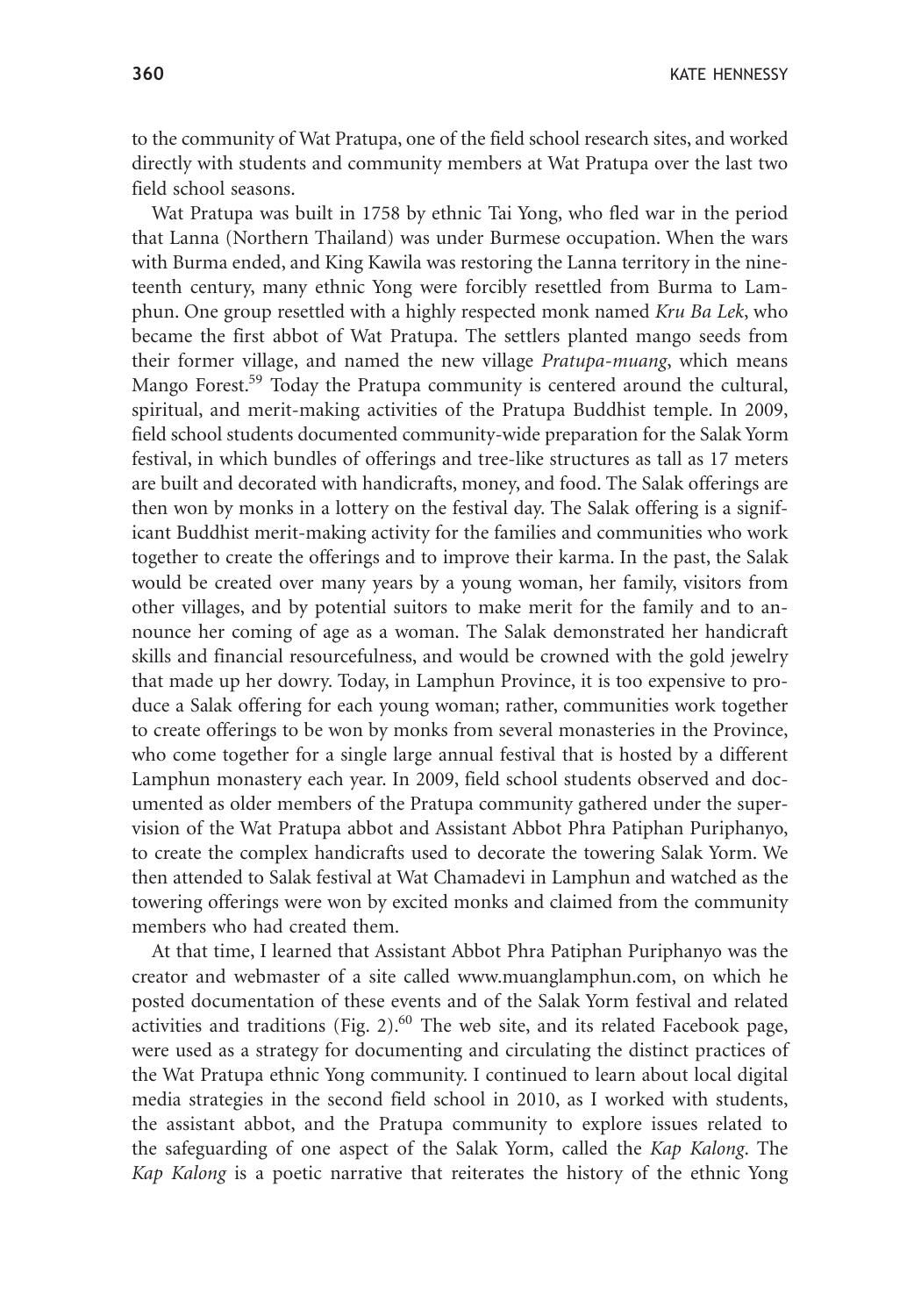to the community of Wat Pratupa, one of the field school research sites, and worked directly with students and community members at Wat Pratupa over the last two field school seasons.

Wat Pratupa was built in 1758 by ethnic Tai Yong, who fled war in the period that Lanna (Northern Thailand) was under Burmese occupation. When the wars with Burma ended, and King Kawila was restoring the Lanna territory in the nineteenth century, many ethnic Yong were forcibly resettled from Burma to Lamphun. One group resettled with a highly respected monk named *Kru Ba Lek*, who became the first abbot of Wat Pratupa. The settlers planted mango seeds from their former village, and named the new village *Pratupa-muang*, which means Mango Forest.[59] Today the Pratupa community is centered around the cultural, spiritual, and merit-making activities of the Pratupa Buddhist temple. In 2009, field school students documented community-wide preparation for the Salak Yorm festival, in which bundles of offerings and tree-like structures as tall as 17 meters are built and decorated with handicrafts, money, and food. The Salak offerings are then won by monks in a lottery on the festival day. The Salak offering is a significant Buddhist merit-making activity for the families and communities who work together to create the offerings and to improve their karma. In the past, the Salak would be created over many years by a young woman, her family, visitors from other villages, and by potential suitors to make merit for the family and to announce her coming of age as a woman. The Salak demonstrated her handicraft skills and financial resourcefulness, and would be crowned with the gold jewelry that made up her dowry. Today, in Lamphun Province, it is too expensive to produce a Salak offering for each young woman; rather, communities work together to create offerings to be won by monks from several monasteries in the Province, who come together for a single large annual festival that is hosted by a different Lamphun monastery each year. In 2009, field school students observed and documented as older members of the Pratupa community gathered under the supervision of the Wat Pratupa abbot and Assistant Abbot Phra Patiphan Puriphanyo, to create the complex handicrafts used to decorate the towering Salak Yorm. We then attended to Salak festival at Wat Chamadevi in Lamphun and watched as the towering offerings were won by excited monks and claimed from the community members who had created them.

At that time, I learned that Assistant Abbot Phra Patiphan Puriphanyo was the creator and webmaster of a site called www.muanglamphun.com, on which he posted documentation of these events and of the Salak Yorm festival and related activities and traditions (Fig. 2).[60] The web site, and its related Facebook page, were used as a strategy for documenting and circulating the distinct practices of the Wat Pratupa ethnic Yong community. I continued to learn about local digital media strategies in the second field school in 2010, as I worked with students, the assistant abbot, and the Pratupa community to explore issues related to the safeguarding of one aspect of the Salak Yorm, called the *Kap Kalong*. The *Kap Kalong* is a poetic narrative that reiterates the history of the ethnic Yong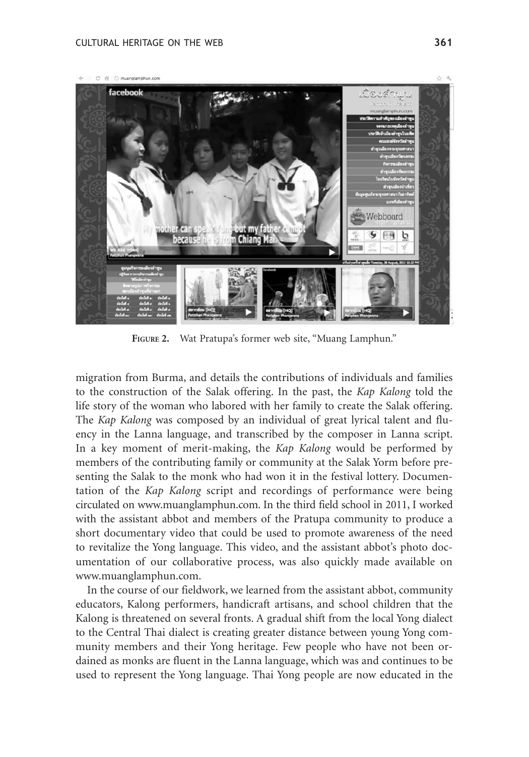**FIGURE 2.** Wat Pratupa's former web site, "Muang Lamphun."

migration from Burma, and details the contributions of individuals and families to the construction of the Salak offering. In the past, the *Kap Kalong* told the life story of the woman who labored with her family to create the Salak offering. The *Kap Kalong* was composed by an individual of great lyrical talent and fluency in the Lanna language, and transcribed by the composer in Lanna script. In a key moment of merit-making, the *Kap Kalong* would be performed by members of the contributing family or community at the Salak Yorm before presenting the Salak to the monk who had won it in the festival lottery. Documentation of the *Kap Kalong* script and recordings of performance were being circulated on www.muanglamphun.com. In the third field school in 2011, I worked with the assistant abbot and members of the Pratupa community to produce a short documentary video that could be used to promote awareness of the need to revitalize the Yong language. This video, and the assistant abbot's photo documentation of our collaborative process, was also quickly made available on www.muanglamphun.com.

In the course of our fieldwork, we learned from the assistant abbot, community educators, Kalong performers, handicraft artisans, and school children that the Kalong is threatened on several fronts. A gradual shift from the local Yong dialect to the Central Thai dialect is creating greater distance between young Yong community members and their Yong heritage. Few people who have not been ordained as monks are fluent in the Lanna language, which was and continues to be used to represent the Yong language. Thai Yong people are now educated in the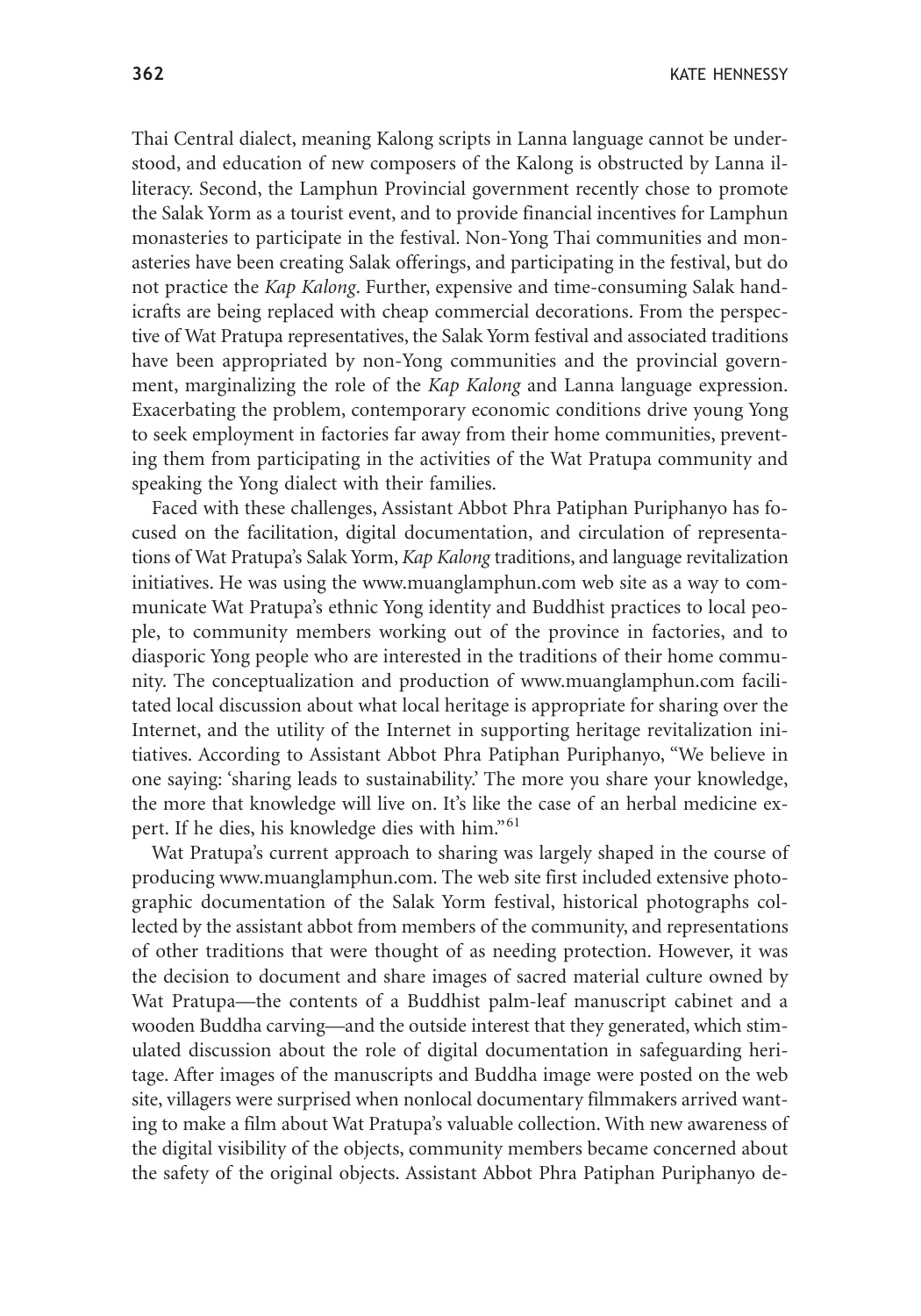Thai Central dialect, meaning Kalong scripts in Lanna language cannot be understood, and education of new composers of the Kalong is obstructed by Lanna illiteracy. Second, the Lamphun Provincial government recently chose to promote the Salak Yorm as a tourist event, and to provide financial incentives for Lamphun monasteries to participate in the festival. Non-Yong Thai communities and monasteries have been creating Salak offerings, and participating in the festival, but do not practice the *Kap Kalong*. Further, expensive and time-consuming Salak handicrafts are being replaced with cheap commercial decorations. From the perspective of Wat Pratupa representatives, the Salak Yorm festival and associated traditions have been appropriated by non-Yong communities and the provincial government, marginalizing the role of the *Kap Kalong* and Lanna language expression. Exacerbating the problem, contemporary economic conditions drive young Yong to seek employment in factories far away from their home communities, preventing them from participating in the activities of the Wat Pratupa community and speaking the Yong dialect with their families.

Faced with these challenges, Assistant Abbot Phra Patiphan Puriphanyo has focused on the facilitation, digital documentation, and circulation of representations of Wat Pratupa's Salak Yorm, *Kap Kalong* traditions, and language revitalization initiatives. He was using the www.muanglamphun.com web site as a way to communicate Wat Pratupa's ethnic Yong identity and Buddhist practices to local people, to community members working out of the province in factories, and to diasporic Yong people who are interested in the traditions of their home community. The conceptualization and production of www.muanglamphun.com facilitated local discussion about what local heritage is appropriate for sharing over the Internet, and the utility of the Internet in supporting heritage revitalization initiatives. According to Assistant Abbot Phra Patiphan Puriphanyo, "We believe in one saying: 'sharing leads to sustainability.' The more you share your knowledge, the more that knowledge will live on. It's like the case of an herbal medicine expert. If he dies, his knowledge dies with him."[61]

Wat Pratupa's current approach to sharing was largely shaped in the course of producing www.muanglamphun.com. The web site first included extensive photographic documentation of the Salak Yorm festival, historical photographs collected by the assistant abbot from members of the community, and representations of other traditions that were thought of as needing protection. However, it was the decision to document and share images of sacred material culture owned by Wat Pratupa—the contents of a Buddhist palm-leaf manuscript cabinet and a wooden Buddha carving—and the outside interest that they generated, which stimulated discussion about the role of digital documentation in safeguarding heritage. After images of the manuscripts and Buddha image were posted on the web site, villagers were surprised when nonlocal documentary filmmakers arrived wanting to make a film about Wat Pratupa's valuable collection. With new awareness of the digital visibility of the objects, community members became concerned about the safety of the original objects. Assistant Abbot Phra Patiphan Puriphanyo de-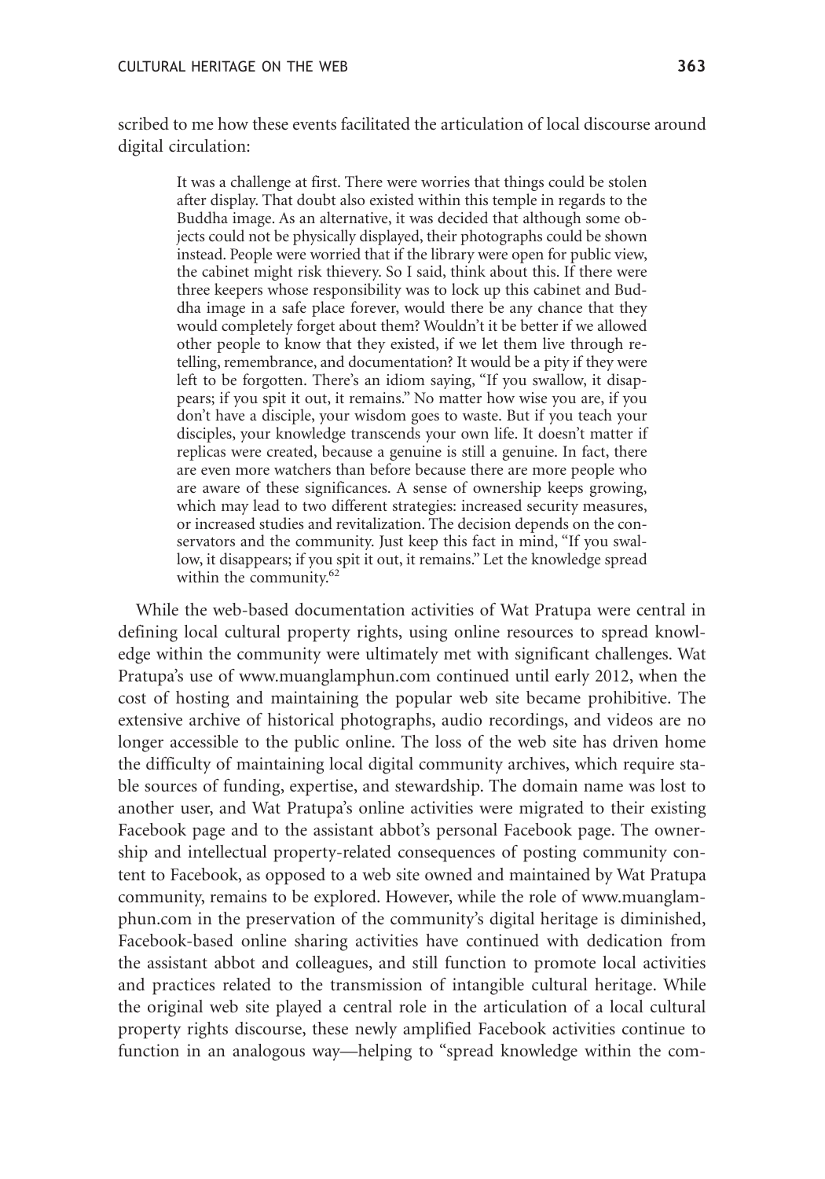scribed to me how these events facilitated the articulation of local discourse around digital circulation:

> It was a challenge at first. There were worries that things could be stolen after display. That doubt also existed within this temple in regards to the Buddha image. As an alternative, it was decided that although some objects could not be physically displayed, their photographs could be shown instead. People were worried that if the library were open for public view, the cabinet might risk thievery. So I said, think about this. If there were three keepers whose responsibility was to lock up this cabinet and Buddha image in a safe place forever, would there be any chance that they would completely forget about them? Wouldn't it be better if we allowed other people to know that they existed, if we let them live through retelling, remembrance, and documentation? It would be a pity if they were left to be forgotten. There's an idiom saying, "If you swallow, it disappears; if you spit it out, it remains." No matter how wise you are, if you don't have a disciple, your wisdom goes to waste. But if you teach your disciples, your knowledge transcends your own life. It doesn't matter if replicas were created, because a genuine is still a genuine. In fact, there are even more watchers than before because there are more people who are aware of these significances. A sense of ownership keeps growing, which may lead to two different strategies: increased security measures, or increased studies and revitalization. The decision depends on the conservators and the community. Just keep this fact in mind, "If you swallow, it disappears; if you spit it out, it remains." Let the knowledge spread within the community.[62]

While the web-based documentation activities of Wat Pratupa were central in defining local cultural property rights, using online resources to spread knowledge within the community were ultimately met with significant challenges. Wat Pratupa's use of www.muanglamphun.com continued until early 2012, when the cost of hosting and maintaining the popular web site became prohibitive. The extensive archive of historical photographs, audio recordings, and videos are no longer accessible to the public online. The loss of the web site has driven home the difficulty of maintaining local digital community archives, which require stable sources of funding, expertise, and stewardship. The domain name was lost to another user, and Wat Pratupa's online activities were migrated to their existing Facebook page and to the assistant abbot's personal Facebook page. The ownership and intellectual property-related consequences of posting community content to Facebook, as opposed to a web site owned and maintained by Wat Pratupa community, remains to be explored. However, while the role of www.muanglamphun.com in the preservation of the community's digital heritage is diminished, Facebook-based online sharing activities have continued with dedication from the assistant abbot and colleagues, and still function to promote local activities and practices related to the transmission of intangible cultural heritage. While the original web site played a central role in the articulation of a local cultural property rights discourse, these newly amplified Facebook activities continue to function in an analogous way—helping to "spread knowledge within the com-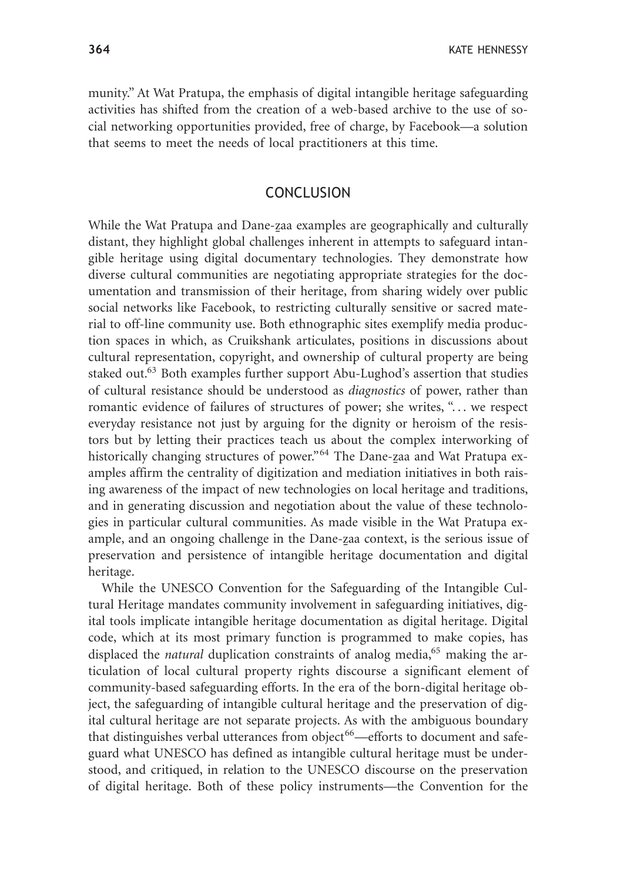munity." At Wat Pratupa, the emphasis of digital intangible heritage safeguarding activities has shifted from the creation of a web-based archive to the use of social networking opportunities provided, free of charge, by Facebook—a solution that seems to meet the needs of local practitioners at this time.

## CONCLUSION

While the Wat Pratupa and Dane-z̲aa examples are geographically and culturally distant, they highlight global challenges inherent in attempts to safeguard intangible heritage using digital documentary technologies. They demonstrate how diverse cultural communities are negotiating appropriate strategies for the documentation and transmission of their heritage, from sharing widely over public social networks like Facebook, to restricting culturally sensitive or sacred material to off-line community use. Both ethnographic sites exemplify media production spaces in which, as Cruikshank articulates, positions in discussions about cultural representation, copyright, and ownership of cultural property are being staked out.[63] Both examples further support Abu-Lughod's assertion that studies of cultural resistance should be understood as *diagnostics* of power, rather than romantic evidence of failures of structures of power; she writes, ". . . we respect everyday resistance not just by arguing for the dignity or heroism of the resistors but by letting their practices teach us about the complex interworking of historically changing structures of power."[64] The Dane-z̲aa and Wat Pratupa examples affirm the centrality of digitization and mediation initiatives in both raising awareness of the impact of new technologies on local heritage and traditions, and in generating discussion and negotiation about the value of these technologies in particular cultural communities. As made visible in the Wat Pratupa example, and an ongoing challenge in the Dane-z̲aa context, is the serious issue of preservation and persistence of intangible heritage documentation and digital heritage.

While the UNESCO Convention for the Safeguarding of the Intangible Cultural Heritage mandates community involvement in safeguarding initiatives, digital tools implicate intangible heritage documentation as digital heritage. Digital code, which at its most primary function is programmed to make copies, has displaced the *natural* duplication constraints of analog media,[65] making the articulation of local cultural property rights discourse a significant element of community-based safeguarding efforts. In the era of the born-digital heritage object, the safeguarding of intangible cultural heritage and the preservation of digital cultural heritage are not separate projects. As with the ambiguous boundary that distinguishes verbal utterances from object[66]—efforts to document and safeguard what UNESCO has defined as intangible cultural heritage must be understood, and critiqued, in relation to the UNESCO discourse on the preservation of digital heritage. Both of these policy instruments—the Convention for the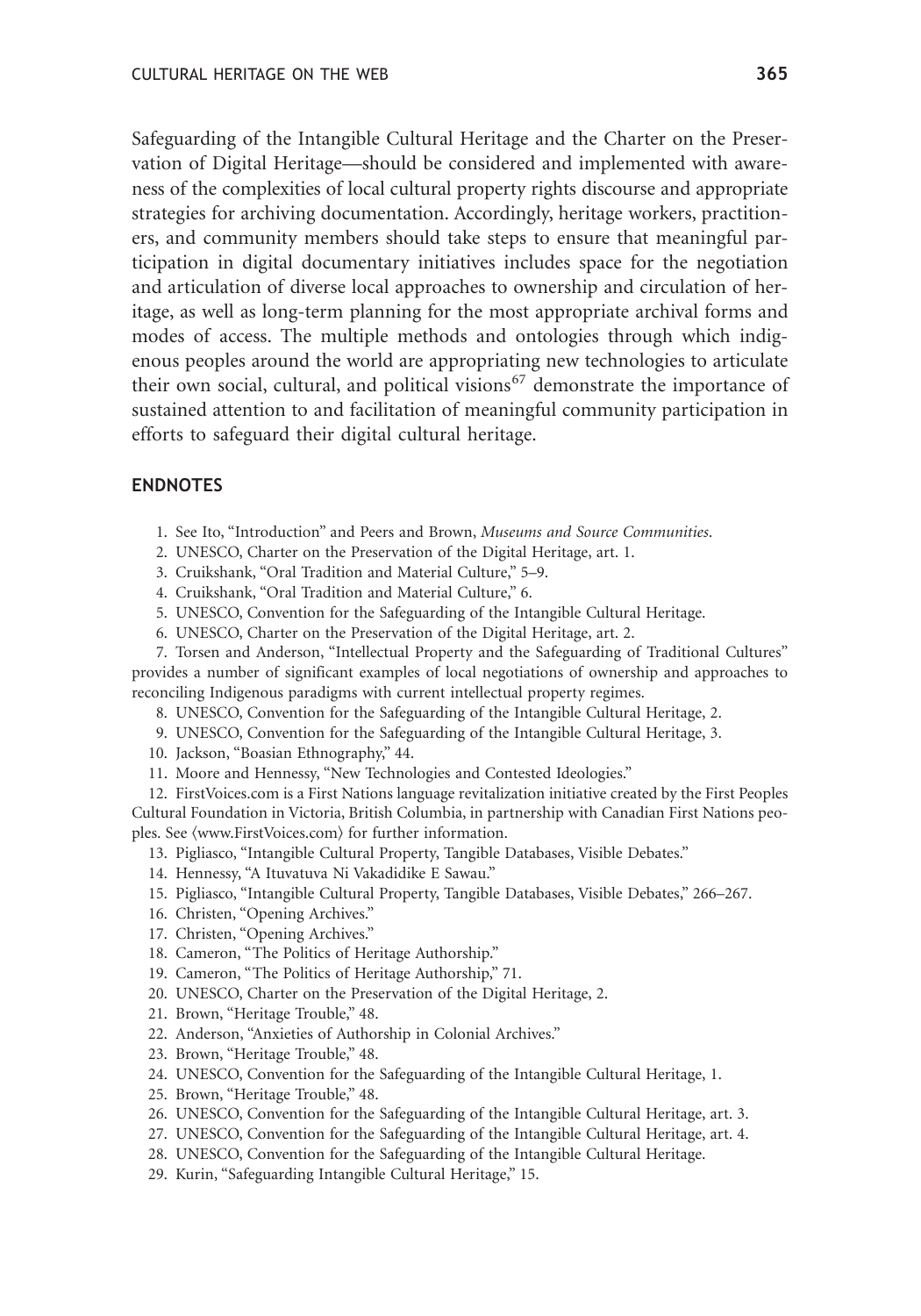Safeguarding of the Intangible Cultural Heritage and the Charter on the Preservation of Digital Heritage—should be considered and implemented with awareness of the complexities of local cultural property rights discourse and appropriate strategies for archiving documentation. Accordingly, heritage workers, practitioners, and community members should take steps to ensure that meaningful participation in digital documentary initiatives includes space for the negotiation and articulation of diverse local approaches to ownership and circulation of heritage, as well as long-term planning for the most appropriate archival forms and modes of access. The multiple methods and ontologies through which indigenous peoples around the world are appropriating new technologies to articulate their own social, cultural, and political visions[67] demonstrate the importance of sustained attention to and facilitation of meaningful community participation in efforts to safeguard their digital cultural heritage.

## ENDNOTES

1. See Ito, "Introduction" and Peers and Brown, *Museums and Source Communities*.
2. UNESCO, Charter on the Preservation of the Digital Heritage, art. 1.
3. Cruikshank, "Oral Tradition and Material Culture," 5–9.
4. Cruikshank, "Oral Tradition and Material Culture," 6.
5. UNESCO, Convention for the Safeguarding of the Intangible Cultural Heritage.
6. UNESCO, Charter on the Preservation of the Digital Heritage, art. 2.
7. Torsen and Anderson, "Intellectual Property and the Safeguarding of Traditional Cultures" provides a number of significant examples of local negotiations of ownership and approaches to reconciling Indigenous paradigms with current intellectual property regimes.
8. UNESCO, Convention for the Safeguarding of the Intangible Cultural Heritage, 2.
9. UNESCO, Convention for the Safeguarding of the Intangible Cultural Heritage, 3.
10. Jackson, "Boasian Ethnography," 44.
11. Moore and Hennessy, "New Technologies and Contested Ideologies."
12. FirstVoices.com is a First Nations language revitalization initiative created by the First Peoples Cultural Foundation in Victoria, British Columbia, in partnership with Canadian First Nations peoples. See ⟨www.FirstVoices.com⟩ for further information.
13. Pigliasco, "Intangible Cultural Property, Tangible Databases, Visible Debates."
14. Hennessy, "A Ituvatuva Ni Vakadidike E Sawau."
15. Pigliasco, "Intangible Cultural Property, Tangible Databases, Visible Debates," 266–267.
16. Christen, "Opening Archives."
17. Christen, "Opening Archives."
18. Cameron, "The Politics of Heritage Authorship."
19. Cameron, "The Politics of Heritage Authorship," 71.
20. UNESCO, Charter on the Preservation of the Digital Heritage, 2.
21. Brown, "Heritage Trouble," 48.
22. Anderson, "Anxieties of Authorship in Colonial Archives."
23. Brown, "Heritage Trouble," 48.
24. UNESCO, Convention for the Safeguarding of the Intangible Cultural Heritage, 1.
25. Brown, "Heritage Trouble," 48.
26. UNESCO, Convention for the Safeguarding of the Intangible Cultural Heritage, art. 3.
27. UNESCO, Convention for the Safeguarding of the Intangible Cultural Heritage, art. 4.
28. UNESCO, Convention for the Safeguarding of the Intangible Cultural Heritage.
29. Kurin, "Safeguarding Intangible Cultural Heritage," 15.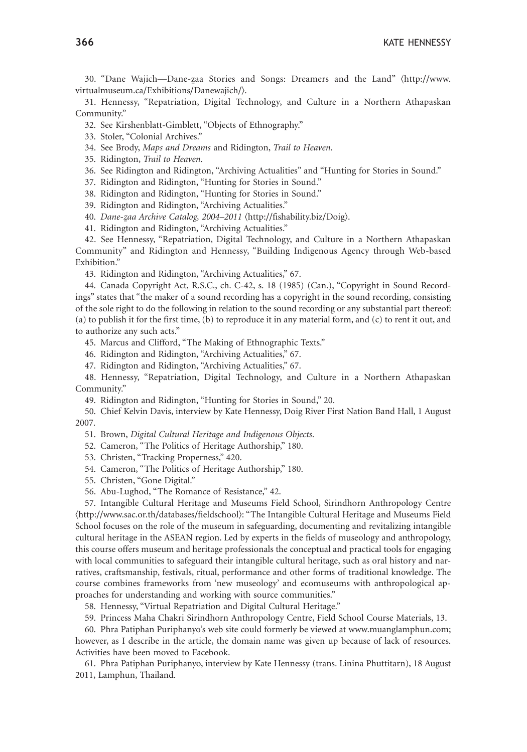30. "Dane Wajich—Dane-z̲aa Stories and Songs: Dreamers and the Land" ⟨http://www.virtualmuseum.ca/Exhibitions/Danewajich/⟩.

31. Hennessy, "Repatriation, Digital Technology, and Culture in a Northern Athapaskan Community."

32. See Kirshenblatt-Gimblett, "Objects of Ethnography."

33. Stoler, "Colonial Archives."

34. See Brody, *Maps and Dreams* and Ridington, *Trail to Heaven*.

35. Ridington, *Trail to Heaven*.

36. See Ridington and Ridington, "Archiving Actualities" and "Hunting for Stories in Sound."

37. Ridington and Ridington, "Hunting for Stories in Sound."

38. Ridington and Ridington, "Hunting for Stories in Sound."

39. Ridington and Ridington, "Archiving Actualities."

40. *Dane-z̲aa Archive Catalog, 2004–2011* ⟨http://fishability.biz/Doig⟩.

41. Ridington and Ridington, "Archiving Actualities."

42. See Hennessy, "Repatriation, Digital Technology, and Culture in a Northern Athapaskan Community" and Ridington and Hennessy, "Building Indigenous Agency through Web-based Exhibition."

43. Ridington and Ridington, "Archiving Actualities," 67.

44. Canada Copyright Act, R.S.C., ch. C-42, s. 18 (1985) (Can.), "Copyright in Sound Recordings" states that "the maker of a sound recording has a copyright in the sound recording, consisting of the sole right to do the following in relation to the sound recording or any substantial part thereof: (a) to publish it for the first time, (b) to reproduce it in any material form, and (c) to rent it out, and to authorize any such acts."

45. Marcus and Clifford, "The Making of Ethnographic Texts."

46. Ridington and Ridington, "Archiving Actualities," 67.

47. Ridington and Ridington, "Archiving Actualities," 67.

48. Hennessy, "Repatriation, Digital Technology, and Culture in a Northern Athapaskan Community."

49. Ridington and Ridington, "Hunting for Stories in Sound," 20.

50. Chief Kelvin Davis, interview by Kate Hennessy, Doig River First Nation Band Hall, 1 August 2007.

51. Brown, *Digital Cultural Heritage and Indigenous Objects*.

52. Cameron, "The Politics of Heritage Authorship," 180.

53. Christen, "Tracking Properness," 420.

54. Cameron, "The Politics of Heritage Authorship," 180.

55. Christen, "Gone Digital."

56. Abu-Lughod, "The Romance of Resistance," 42.

57. Intangible Cultural Heritage and Museums Field School, Sirindhorn Anthropology Centre ⟨http://www.sac.or.th/databases/fieldschool⟩: "The Intangible Cultural Heritage and Museums Field School focuses on the role of the museum in safeguarding, documenting and revitalizing intangible cultural heritage in the ASEAN region. Led by experts in the fields of museology and anthropology, this course offers museum and heritage professionals the conceptual and practical tools for engaging with local communities to safeguard their intangible cultural heritage, such as oral history and narratives, craftsmanship, festivals, ritual, performance and other forms of traditional knowledge. The course combines frameworks from 'new museology' and ecomuseums with anthropological approaches for understanding and working with source communities."

58. Hennessy, "Virtual Repatriation and Digital Cultural Heritage."

59. Princess Maha Chakri Sirindhorn Anthropology Centre, Field School Course Materials, 13.

60. Phra Patiphan Puriphanyo's web site could formerly be viewed at www.muanglamphun.com; however, as I describe in the article, the domain name was given up because of lack of resources. Activities have been moved to Facebook.

61. Phra Patiphan Puriphanyo, interview by Kate Hennessy (trans. Linina Phuttitarn), 18 August 2011, Lamphun, Thailand.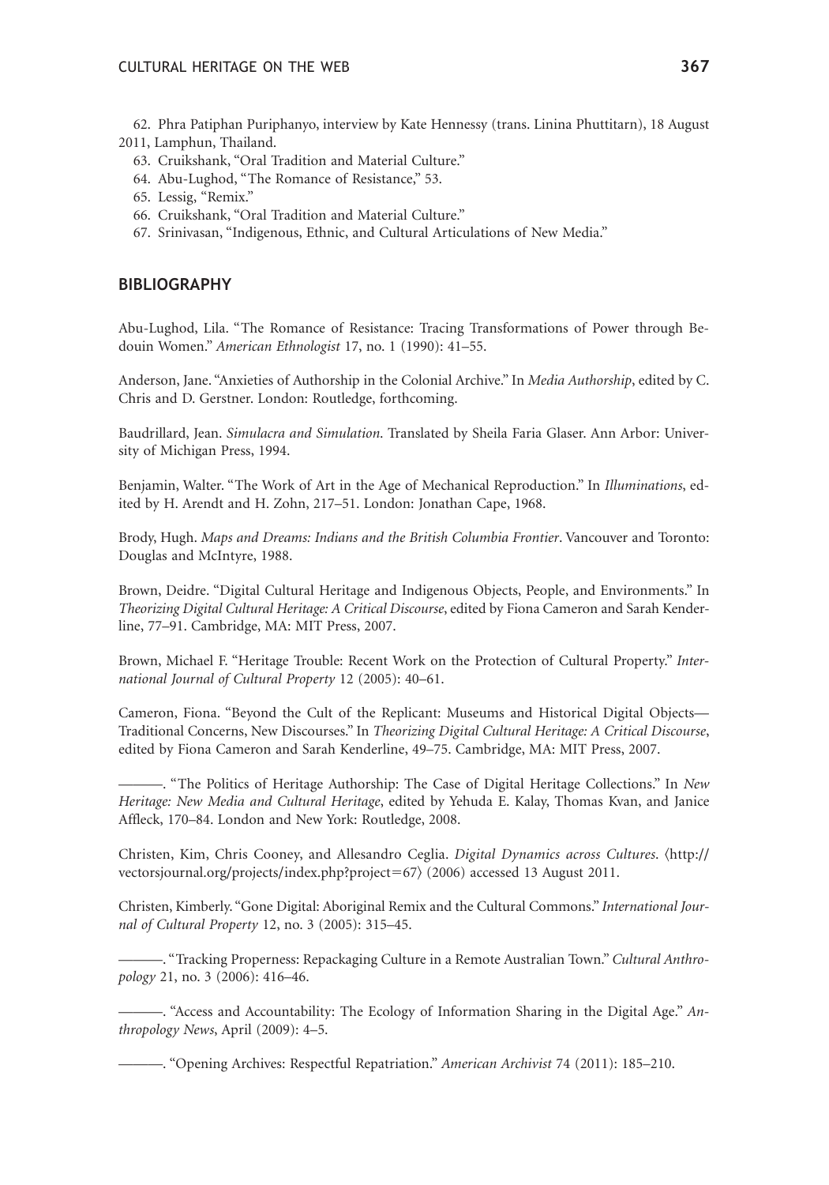62. Phra Patiphan Puriphanyo, interview by Kate Hennessy (trans. Linina Phuttitarn), 18 August 2011, Lamphun, Thailand.

63. Cruikshank, "Oral Tradition and Material Culture."

64. Abu-Lughod, "The Romance of Resistance," 53.

65. Lessig, "Remix."

66. Cruikshank, "Oral Tradition and Material Culture."

67. Srinivasan, "Indigenous, Ethnic, and Cultural Articulations of New Media."

## BIBLIOGRAPHY

Abu-Lughod, Lila. "The Romance of Resistance: Tracing Transformations of Power through Bedouin Women." *American Ethnologist* 17, no. 1 (1990): 41–55.

Anderson, Jane. "Anxieties of Authorship in the Colonial Archive." In *Media Authorship*, edited by C. Chris and D. Gerstner. London: Routledge, forthcoming.

Baudrillard, Jean. *Simulacra and Simulation*. Translated by Sheila Faria Glaser. Ann Arbor: University of Michigan Press, 1994.

Benjamin, Walter. "The Work of Art in the Age of Mechanical Reproduction." In *Illuminations*, edited by H. Arendt and H. Zohn, 217–51. London: Jonathan Cape, 1968.

Brody, Hugh. *Maps and Dreams: Indians and the British Columbia Frontier*. Vancouver and Toronto: Douglas and McIntyre, 1988.

Brown, Deidre. "Digital Cultural Heritage and Indigenous Objects, People, and Environments." In *Theorizing Digital Cultural Heritage: A Critical Discourse*, edited by Fiona Cameron and Sarah Kenderline, 77–91. Cambridge, MA: MIT Press, 2007.

Brown, Michael F. "Heritage Trouble: Recent Work on the Protection of Cultural Property." *International Journal of Cultural Property* 12 (2005): 40–61.

Cameron, Fiona. "Beyond the Cult of the Replicant: Museums and Historical Digital Objects—Traditional Concerns, New Discourses." In *Theorizing Digital Cultural Heritage: A Critical Discourse*, edited by Fiona Cameron and Sarah Kenderline, 49–75. Cambridge, MA: MIT Press, 2007.

———. "The Politics of Heritage Authorship: The Case of Digital Heritage Collections." In *New Heritage: New Media and Cultural Heritage*, edited by Yehuda E. Kalay, Thomas Kvan, and Janice Affleck, 170–84. London and New York: Routledge, 2008.

Christen, Kim, Chris Cooney, and Allesandro Ceglia. *Digital Dynamics across Cultures*. ⟨http://vectorsjournal.org/projects/index.php?project=67⟩ (2006) accessed 13 August 2011.

Christen, Kimberly. "Gone Digital: Aboriginal Remix and the Cultural Commons." *International Journal of Cultural Property* 12, no. 3 (2005): 315–45.

———. "Tracking Properness: Repackaging Culture in a Remote Australian Town." *Cultural Anthropology* 21, no. 3 (2006): 416–46.

———. "Access and Accountability: The Ecology of Information Sharing in the Digital Age." *Anthropology News*, April (2009): 4–5.

———. "Opening Archives: Respectful Repatriation." *American Archivist* 74 (2011): 185–210.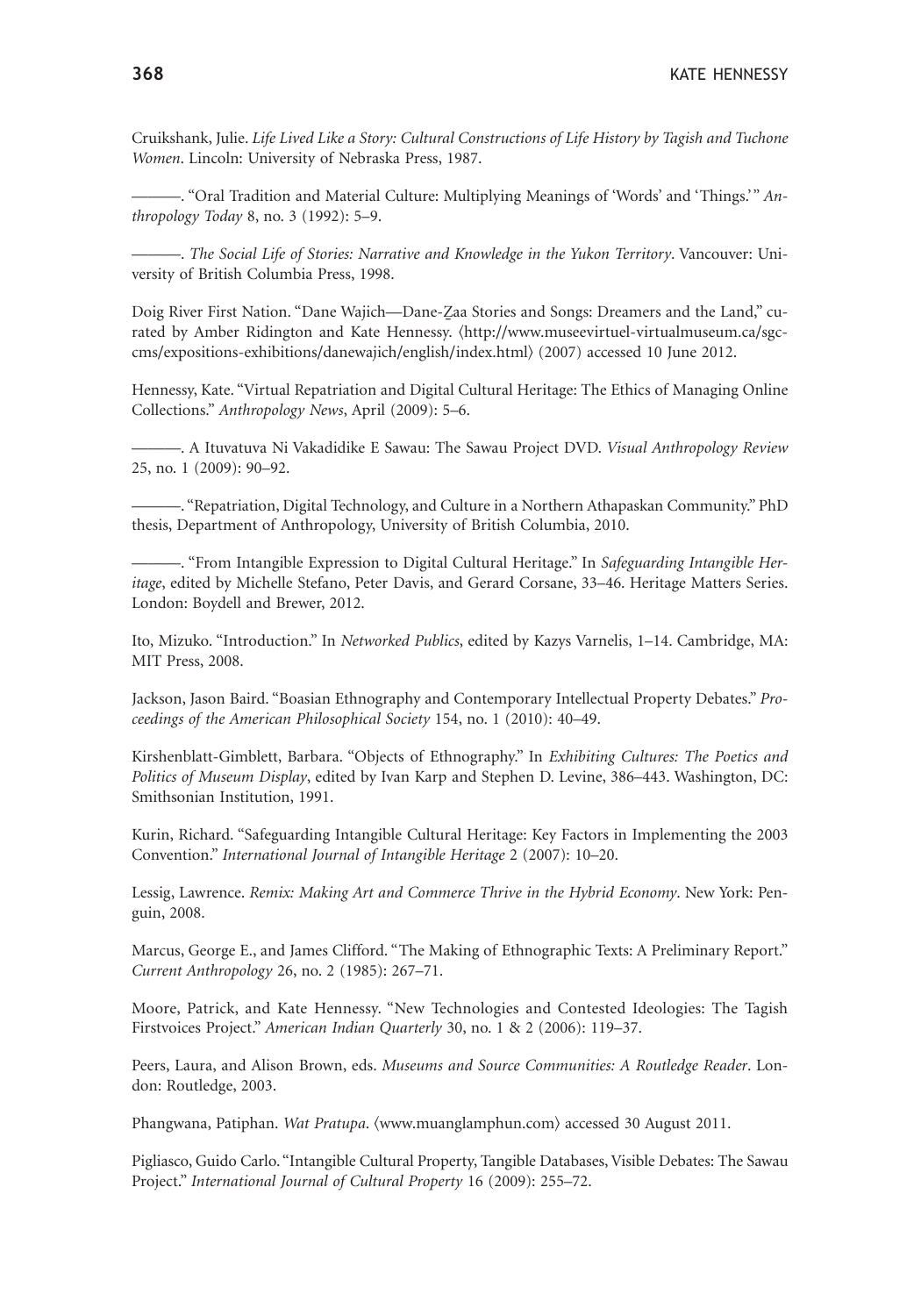Cruikshank, Julie. *Life Lived Like a Story: Cultural Constructions of Life History by Tagish and Tuchone Women*. Lincoln: University of Nebraska Press, 1987.

———. "Oral Tradition and Material Culture: Multiplying Meanings of 'Words' and 'Things.'" *Anthropology Today* 8, no. 3 (1992): 5–9.

———. *The Social Life of Stories: Narrative and Knowledge in the Yukon Territory*. Vancouver: University of British Columbia Press, 1998.

Doig River First Nation. "Dane Wajich—Dane-Z̲aa Stories and Songs: Dreamers and the Land," curated by Amber Ridington and Kate Hennessy. ⟨http://www.museevirtuel-virtualmuseum.ca/sgc-cms/expositions-exhibitions/danewajich/english/index.html⟩ (2007) accessed 10 June 2012.

Hennessy, Kate. "Virtual Repatriation and Digital Cultural Heritage: The Ethics of Managing Online Collections." *Anthropology News*, April (2009): 5–6.

———. A Ituvatuva Ni Vakadidike E Sawau: The Sawau Project DVD. *Visual Anthropology Review* 25, no. 1 (2009): 90–92.

———. "Repatriation, Digital Technology, and Culture in a Northern Athapaskan Community." PhD thesis, Department of Anthropology, University of British Columbia, 2010.

———. "From Intangible Expression to Digital Cultural Heritage." In *Safeguarding Intangible Heritage*, edited by Michelle Stefano, Peter Davis, and Gerard Corsane, 33–46. Heritage Matters Series. London: Boydell and Brewer, 2012.

Ito, Mizuko. "Introduction." In *Networked Publics*, edited by Kazys Varnelis, 1–14. Cambridge, MA: MIT Press, 2008.

Jackson, Jason Baird. "Boasian Ethnography and Contemporary Intellectual Property Debates." *Proceedings of the American Philosophical Society* 154, no. 1 (2010): 40–49.

Kirshenblatt-Gimblett, Barbara. "Objects of Ethnography." In *Exhibiting Cultures: The Poetics and Politics of Museum Display*, edited by Ivan Karp and Stephen D. Levine, 386–443. Washington, DC: Smithsonian Institution, 1991.

Kurin, Richard. "Safeguarding Intangible Cultural Heritage: Key Factors in Implementing the 2003 Convention." *International Journal of Intangible Heritage* 2 (2007): 10–20.

Lessig, Lawrence. *Remix: Making Art and Commerce Thrive in the Hybrid Economy*. New York: Penguin, 2008.

Marcus, George E., and James Clifford. "The Making of Ethnographic Texts: A Preliminary Report." *Current Anthropology* 26, no. 2 (1985): 267–71.

Moore, Patrick, and Kate Hennessy. "New Technologies and Contested Ideologies: The Tagish Firstvoices Project." *American Indian Quarterly* 30, no. 1 & 2 (2006): 119–37.

Peers, Laura, and Alison Brown, eds. *Museums and Source Communities: A Routledge Reader*. London: Routledge, 2003.

Phangwana, Patiphan. *Wat Pratupa*. ⟨www.muanglamphun.com⟩ accessed 30 August 2011.

Pigliasco, Guido Carlo. "Intangible Cultural Property, Tangible Databases, Visible Debates: The Sawau Project." *International Journal of Cultural Property* 16 (2009): 255–72.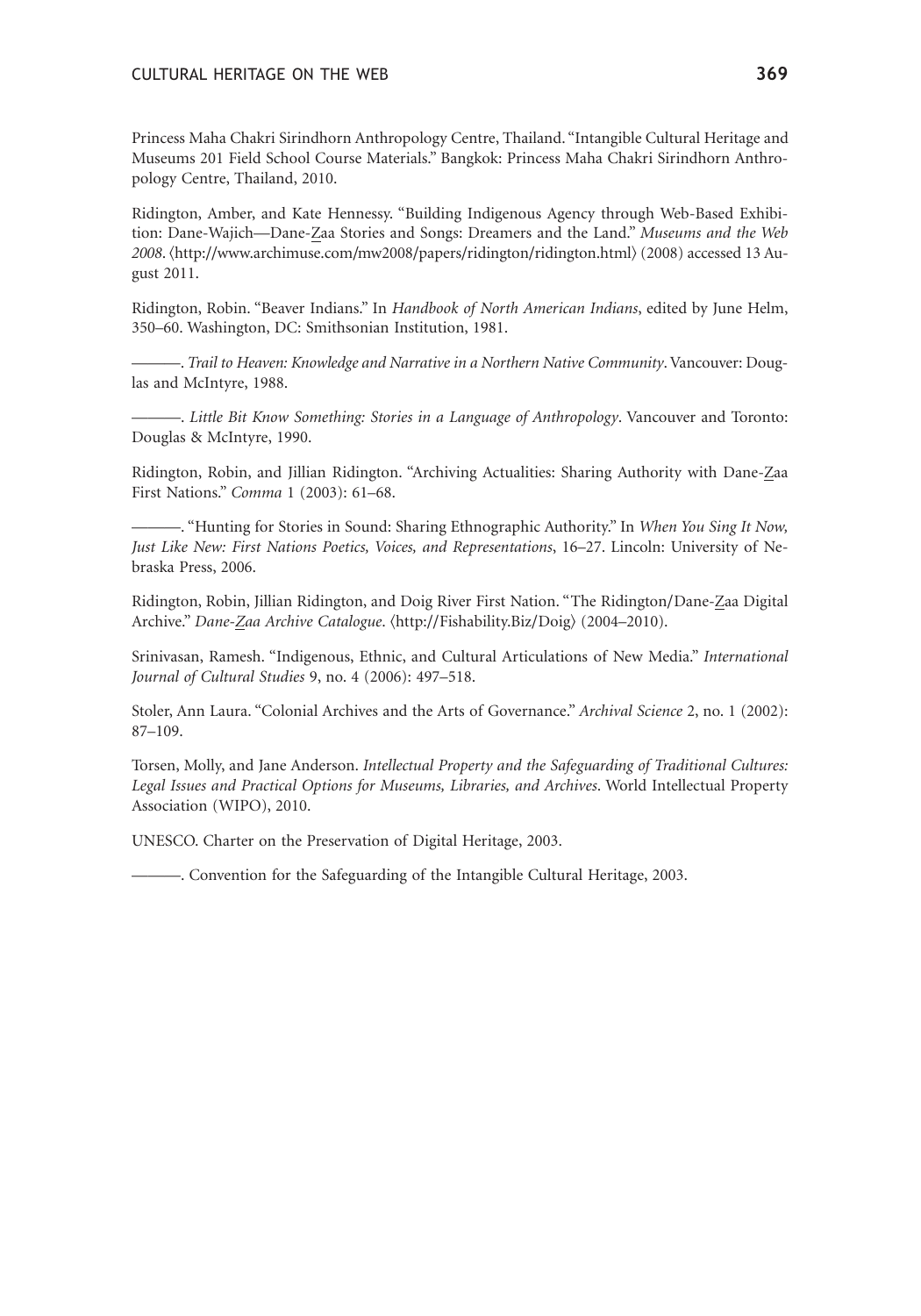Princess Maha Chakri Sirindhorn Anthropology Centre, Thailand. "Intangible Cultural Heritage and Museums 201 Field School Course Materials." Bangkok: Princess Maha Chakri Sirindhorn Anthropology Centre, Thailand, 2010.

Ridington, Amber, and Kate Hennessy. "Building Indigenous Agency through Web-Based Exhibition: Dane-Wajich—Dane-Z̲aa Stories and Songs: Dreamers and the Land." *Museums and the Web 2008*. ⟨http://www.archimuse.com/mw2008/papers/ridington/ridington.html⟩ (2008) accessed 13 August 2011.

Ridington, Robin. "Beaver Indians." In *Handbook of North American Indians*, edited by June Helm, 350–60. Washington, DC: Smithsonian Institution, 1981.

———. *Trail to Heaven: Knowledge and Narrative in a Northern Native Community*. Vancouver: Douglas and McIntyre, 1988.

———. *Little Bit Know Something: Stories in a Language of Anthropology*. Vancouver and Toronto: Douglas & McIntyre, 1990.

Ridington, Robin, and Jillian Ridington. "Archiving Actualities: Sharing Authority with Dane-Z̲aa First Nations." *Comma* 1 (2003): 61–68.

———. "Hunting for Stories in Sound: Sharing Ethnographic Authority." In *When You Sing It Now, Just Like New: First Nations Poetics, Voices, and Representations*, 16–27. Lincoln: University of Nebraska Press, 2006.

Ridington, Robin, Jillian Ridington, and Doig River First Nation. "The Ridington/Dane-Z̲aa Digital Archive." *Dane-Z̲aa Archive Catalogue*. ⟨http://Fishability.Biz/Doig⟩ (2004–2010).

Srinivasan, Ramesh. "Indigenous, Ethnic, and Cultural Articulations of New Media." *International Journal of Cultural Studies* 9, no. 4 (2006): 497–518.

Stoler, Ann Laura. "Colonial Archives and the Arts of Governance." *Archival Science* 2, no. 1 (2002): 87–109.

Torsen, Molly, and Jane Anderson. *Intellectual Property and the Safeguarding of Traditional Cultures: Legal Issues and Practical Options for Museums, Libraries, and Archives*. World Intellectual Property Association (WIPO), 2010.

UNESCO. Charter on the Preservation of Digital Heritage, 2003.

———. Convention for the Safeguarding of the Intangible Cultural Heritage, 2003.